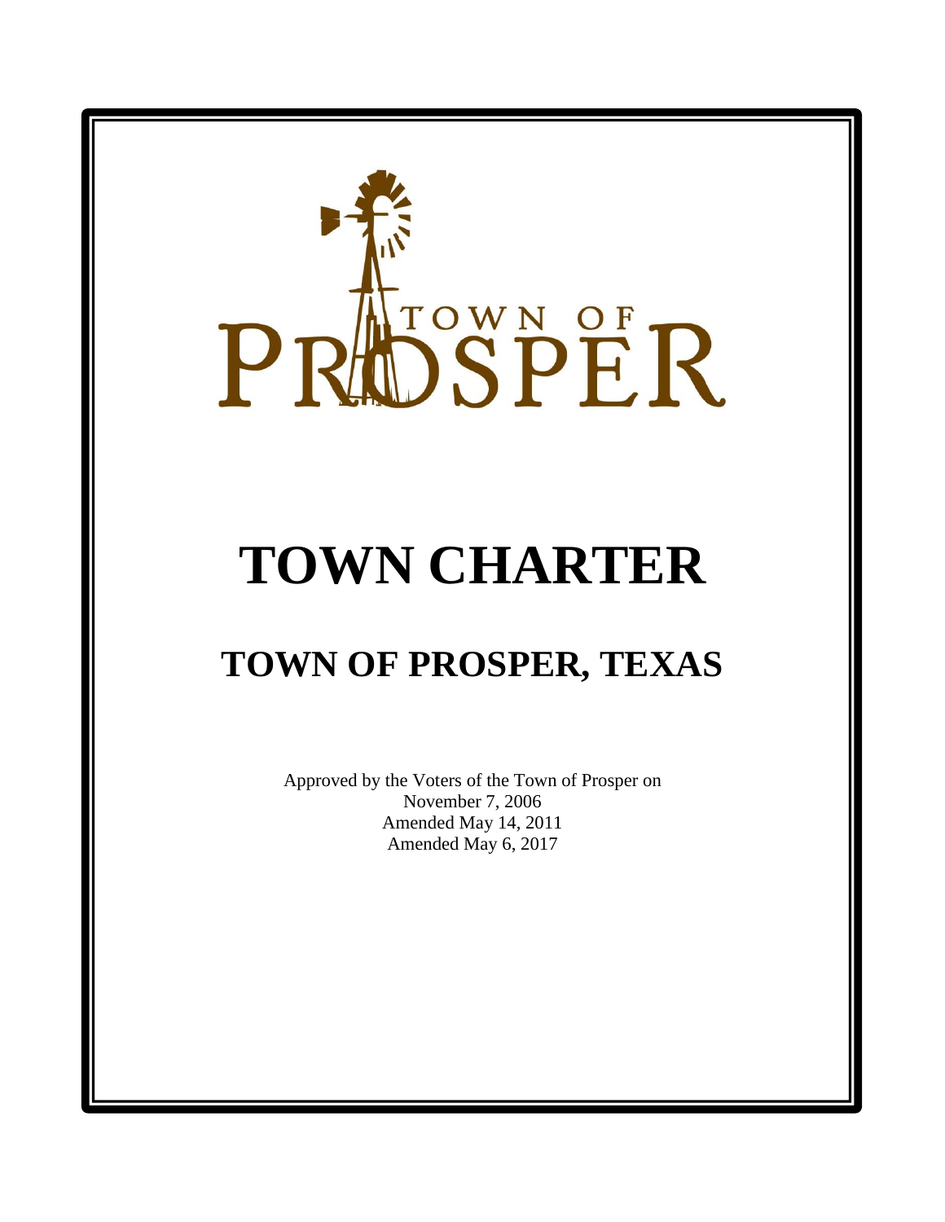TOWN OF PROSPER

# TOWN CHARTER

## TOWN OF PROSPER, TEXAS

Approved by the Voters of the Town of Prosper on
November 7, 2006
Amended May 14, 2011
Amended May 6, 2017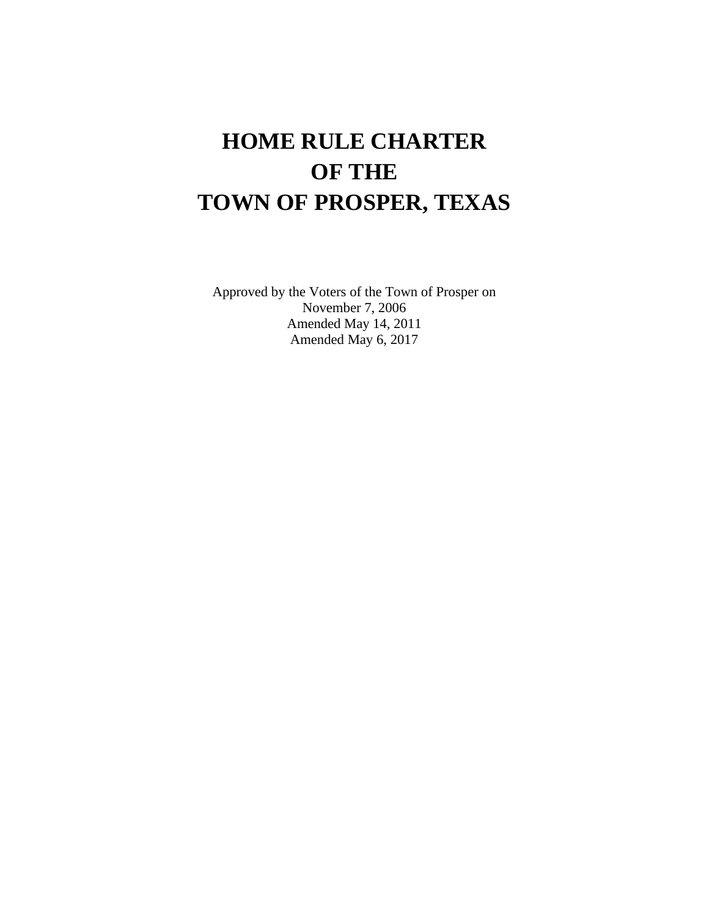# HOME RULE CHARTER
# OF THE
# TOWN OF PROSPER, TEXAS

Approved by the Voters of the Town of Prosper on
November 7, 2006
Amended May 14, 2011
Amended May 6, 2017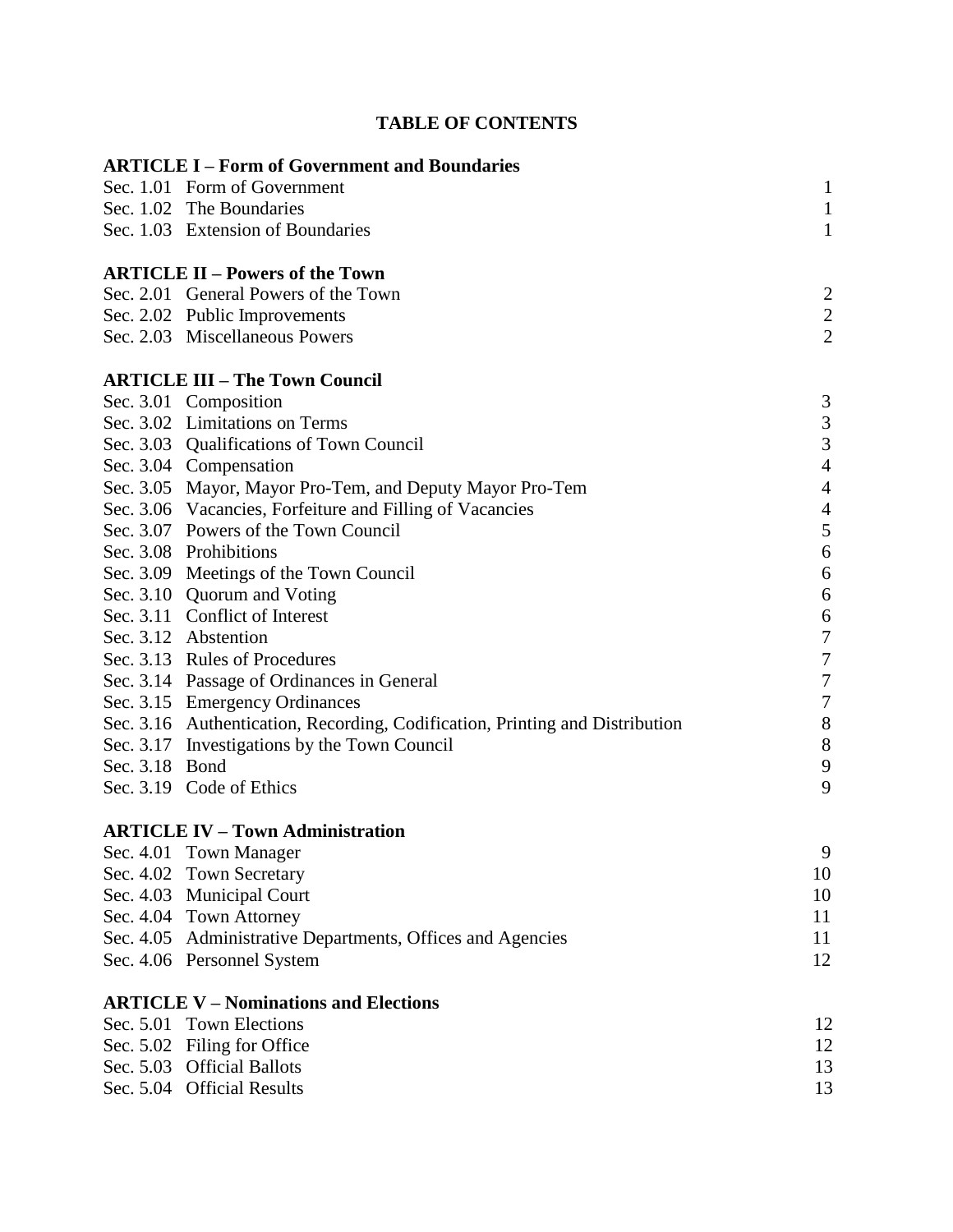# TABLE OF CONTENTS

**ARTICLE I – Form of Government and Boundaries**

| | | |
|---|---|---|
| Sec. 1.01 | Form of Government | 1 |
| Sec. 1.02 | The Boundaries | 1 |
| Sec. 1.03 | Extension of Boundaries | 1 |

**ARTICLE II – Powers of the Town**

| | | |
|---|---|---|
| Sec. 2.01 | General Powers of the Town | 2 |
| Sec. 2.02 | Public Improvements | 2 |
| Sec. 2.03 | Miscellaneous Powers | 2 |

**ARTICLE III – The Town Council**

| | | |
|---|---|---|
| Sec. 3.01 | Composition | 3 |
| Sec. 3.02 | Limitations on Terms | 3 |
| Sec. 3.03 | Qualifications of Town Council | 3 |
| Sec. 3.04 | Compensation | 4 |
| Sec. 3.05 | Mayor, Mayor Pro-Tem, and Deputy Mayor Pro-Tem | 4 |
| Sec. 3.06 | Vacancies, Forfeiture and Filling of Vacancies | 4 |
| Sec. 3.07 | Powers of the Town Council | 5 |
| Sec. 3.08 | Prohibitions | 6 |
| Sec. 3.09 | Meetings of the Town Council | 6 |
| Sec. 3.10 | Quorum and Voting | 6 |
| Sec. 3.11 | Conflict of Interest | 6 |
| Sec. 3.12 | Abstention | 7 |
| Sec. 3.13 | Rules of Procedures | 7 |
| Sec. 3.14 | Passage of Ordinances in General | 7 |
| Sec. 3.15 | Emergency Ordinances | 7 |
| Sec. 3.16 | Authentication, Recording, Codification, Printing and Distribution | 8 |
| Sec. 3.17 | Investigations by the Town Council | 8 |
| Sec. 3.18 | Bond | 9 |
| Sec. 3.19 | Code of Ethics | 9 |

**ARTICLE IV – Town Administration**

| | | |
|---|---|---|
| Sec. 4.01 | Town Manager | 9 |
| Sec. 4.02 | Town Secretary | 10 |
| Sec. 4.03 | Municipal Court | 10 |
| Sec. 4.04 | Town Attorney | 11 |
| Sec. 4.05 | Administrative Departments, Offices and Agencies | 11 |
| Sec. 4.06 | Personnel System | 12 |

**ARTICLE V – Nominations and Elections**

| | | |
|---|---|---|
| Sec. 5.01 | Town Elections | 12 |
| Sec. 5.02 | Filing for Office | 12 |
| Sec. 5.03 | Official Ballots | 13 |
| Sec. 5.04 | Official Results | 13 |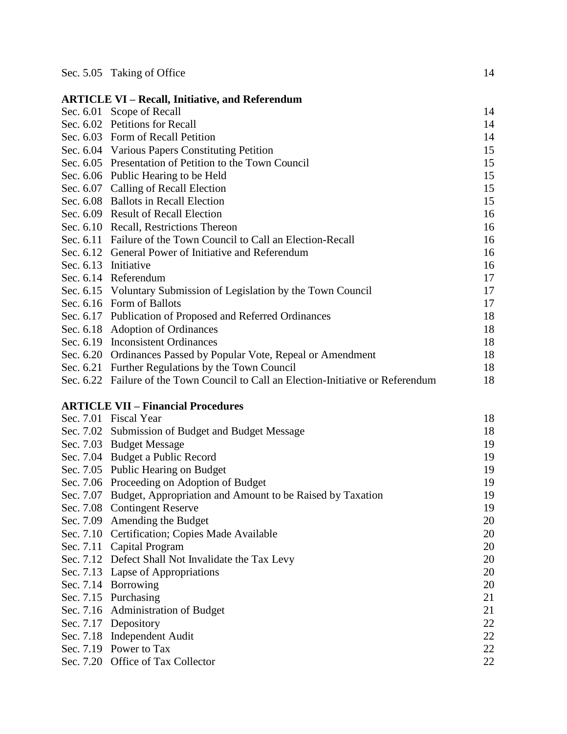| | | |
|---|---|---|
| Sec. 5.05 | Taking of Office | 14 |

**ARTICLE VI – Recall, Initiative, and Referendum**

| | | |
|---|---|---|
| Sec. 6.01 | Scope of Recall | 14 |
| Sec. 6.02 | Petitions for Recall | 14 |
| Sec. 6.03 | Form of Recall Petition | 14 |
| Sec. 6.04 | Various Papers Constituting Petition | 15 |
| Sec. 6.05 | Presentation of Petition to the Town Council | 15 |
| Sec. 6.06 | Public Hearing to be Held | 15 |
| Sec. 6.07 | Calling of Recall Election | 15 |
| Sec. 6.08 | Ballots in Recall Election | 15 |
| Sec. 6.09 | Result of Recall Election | 16 |
| Sec. 6.10 | Recall, Restrictions Thereon | 16 |
| Sec. 6.11 | Failure of the Town Council to Call an Election-Recall | 16 |
| Sec. 6.12 | General Power of Initiative and Referendum | 16 |
| Sec. 6.13 | Initiative | 16 |
| Sec. 6.14 | Referendum | 17 |
| Sec. 6.15 | Voluntary Submission of Legislation by the Town Council | 17 |
| Sec. 6.16 | Form of Ballots | 17 |
| Sec. 6.17 | Publication of Proposed and Referred Ordinances | 18 |
| Sec. 6.18 | Adoption of Ordinances | 18 |
| Sec. 6.19 | Inconsistent Ordinances | 18 |
| Sec. 6.20 | Ordinances Passed by Popular Vote, Repeal or Amendment | 18 |
| Sec. 6.21 | Further Regulations by the Town Council | 18 |
| Sec. 6.22 | Failure of the Town Council to Call an Election-Initiative or Referendum | 18 |

**ARTICLE VII – Financial Procedures**

| | | |
|---|---|---|
| Sec. 7.01 | Fiscal Year | 18 |
| Sec. 7.02 | Submission of Budget and Budget Message | 18 |
| Sec. 7.03 | Budget Message | 19 |
| Sec. 7.04 | Budget a Public Record | 19 |
| Sec. 7.05 | Public Hearing on Budget | 19 |
| Sec. 7.06 | Proceeding on Adoption of Budget | 19 |
| Sec. 7.07 | Budget, Appropriation and Amount to be Raised by Taxation | 19 |
| Sec. 7.08 | Contingent Reserve | 19 |
| Sec. 7.09 | Amending the Budget | 20 |
| Sec. 7.10 | Certification; Copies Made Available | 20 |
| Sec. 7.11 | Capital Program | 20 |
| Sec. 7.12 | Defect Shall Not Invalidate the Tax Levy | 20 |
| Sec. 7.13 | Lapse of Appropriations | 20 |
| Sec. 7.14 | Borrowing | 20 |
| Sec. 7.15 | Purchasing | 21 |
| Sec. 7.16 | Administration of Budget | 21 |
| Sec. 7.17 | Depository | 22 |
| Sec. 7.18 | Independent Audit | 22 |
| Sec. 7.19 | Power to Tax | 22 |
| Sec. 7.20 | Office of Tax Collector | 22 |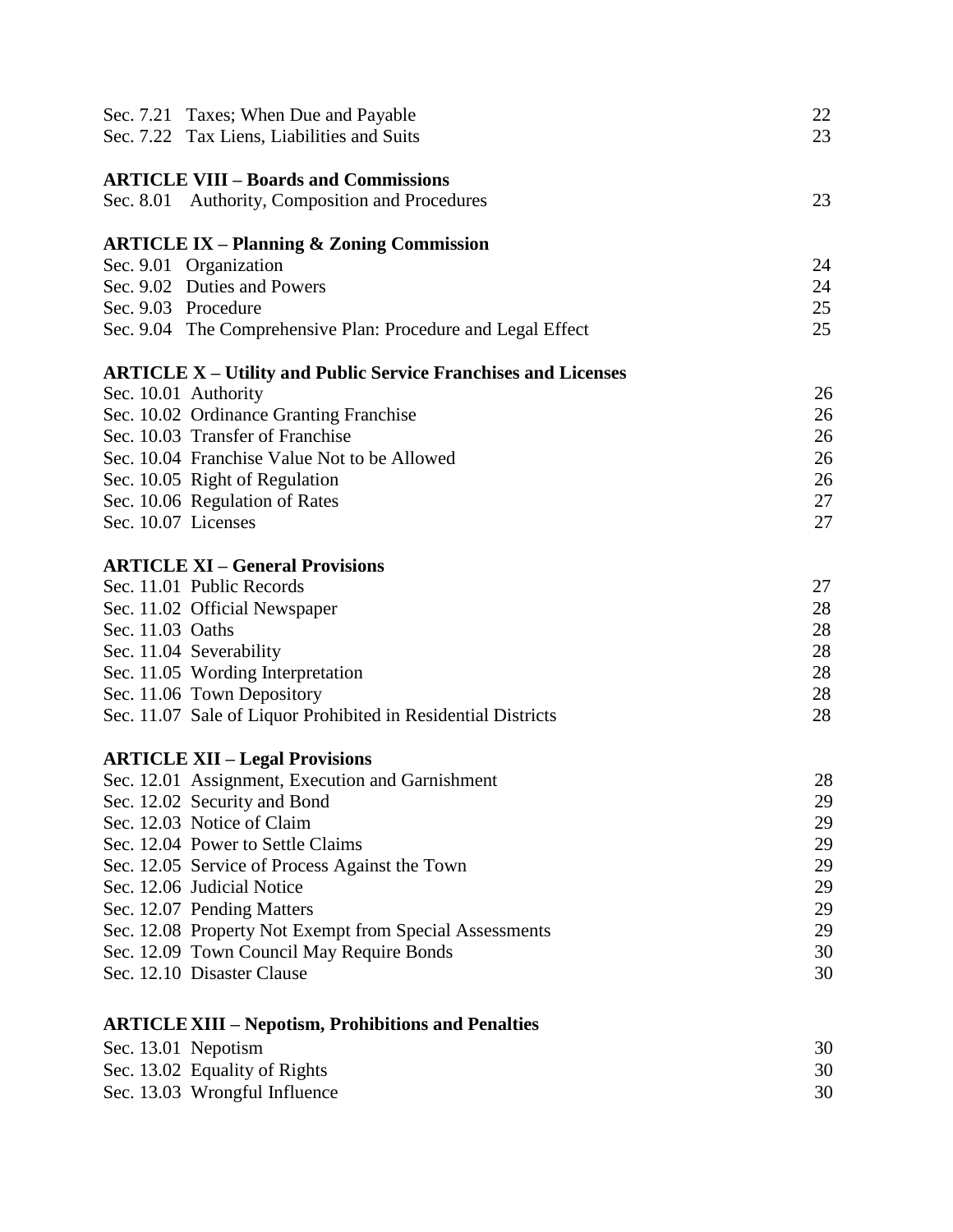| | |
|---|---|
| Sec. 7.21 Taxes; When Due and Payable | 22 |
| Sec. 7.22 Tax Liens, Liabilities and Suits | 23 |
| **ARTICLE VIII – Boards and Commissions** | |
| Sec. 8.01 Authority, Composition and Procedures | 23 |
| **ARTICLE IX – Planning & Zoning Commission** | |
| Sec. 9.01 Organization | 24 |
| Sec. 9.02 Duties and Powers | 24 |
| Sec. 9.03 Procedure | 25 |
| Sec. 9.04 The Comprehensive Plan: Procedure and Legal Effect | 25 |
| **ARTICLE X – Utility and Public Service Franchises and Licenses** | |
| Sec. 10.01 Authority | 26 |
| Sec. 10.02 Ordinance Granting Franchise | 26 |
| Sec. 10.03 Transfer of Franchise | 26 |
| Sec. 10.04 Franchise Value Not to be Allowed | 26 |
| Sec. 10.05 Right of Regulation | 26 |
| Sec. 10.06 Regulation of Rates | 27 |
| Sec. 10.07 Licenses | 27 |
| **ARTICLE XI – General Provisions** | |
| Sec. 11.01 Public Records | 27 |
| Sec. 11.02 Official Newspaper | 28 |
| Sec. 11.03 Oaths | 28 |
| Sec. 11.04 Severability | 28 |
| Sec. 11.05 Wording Interpretation | 28 |
| Sec. 11.06 Town Depository | 28 |
| Sec. 11.07 Sale of Liquor Prohibited in Residential Districts | 28 |
| **ARTICLE XII – Legal Provisions** | |
| Sec. 12.01 Assignment, Execution and Garnishment | 28 |
| Sec. 12.02 Security and Bond | 29 |
| Sec. 12.03 Notice of Claim | 29 |
| Sec. 12.04 Power to Settle Claims | 29 |
| Sec. 12.05 Service of Process Against the Town | 29 |
| Sec. 12.06 Judicial Notice | 29 |
| Sec. 12.07 Pending Matters | 29 |
| Sec. 12.08 Property Not Exempt from Special Assessments | 29 |
| Sec. 12.09 Town Council May Require Bonds | 30 |
| Sec. 12.10 Disaster Clause | 30 |
| **ARTICLE XIII – Nepotism, Prohibitions and Penalties** | |
| Sec. 13.01 Nepotism | 30 |
| Sec. 13.02 Equality of Rights | 30 |
| Sec. 13.03 Wrongful Influence | 30 |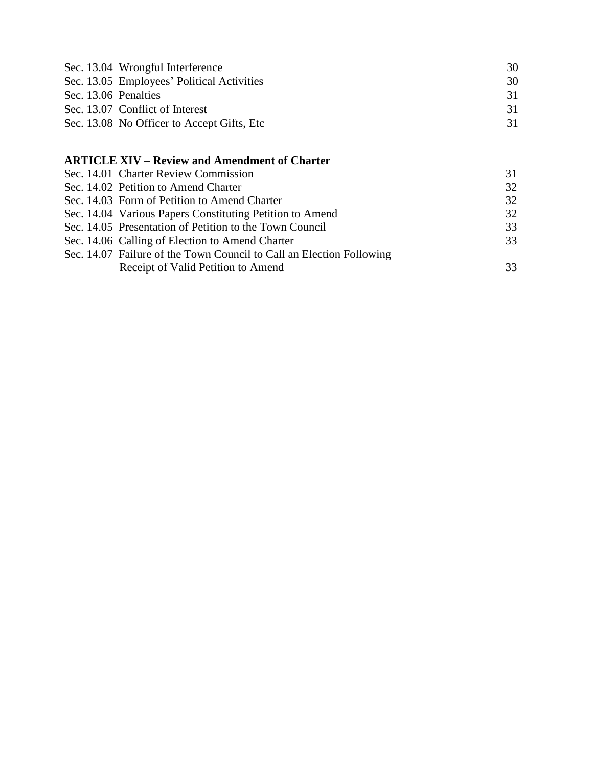| | |
|---|---|
| Sec. 13.04 Wrongful Interference | 30 |
| Sec. 13.05 Employees' Political Activities | 30 |
| Sec. 13.06 Penalties | 31 |
| Sec. 13.07 Conflict of Interest | 31 |
| Sec. 13.08 No Officer to Accept Gifts, Etc | 31 |

**ARTICLE XIV – Review and Amendment of Charter**

| | |
|---|---|
| Sec. 14.01 Charter Review Commission | 31 |
| Sec. 14.02 Petition to Amend Charter | 32 |
| Sec. 14.03 Form of Petition to Amend Charter | 32 |
| Sec. 14.04 Various Papers Constituting Petition to Amend | 32 |
| Sec. 14.05 Presentation of Petition to the Town Council | 33 |
| Sec. 14.06 Calling of Election to Amend Charter | 33 |
| Sec. 14.07 Failure of the Town Council to Call an Election Following Receipt of Valid Petition to Amend | 33 |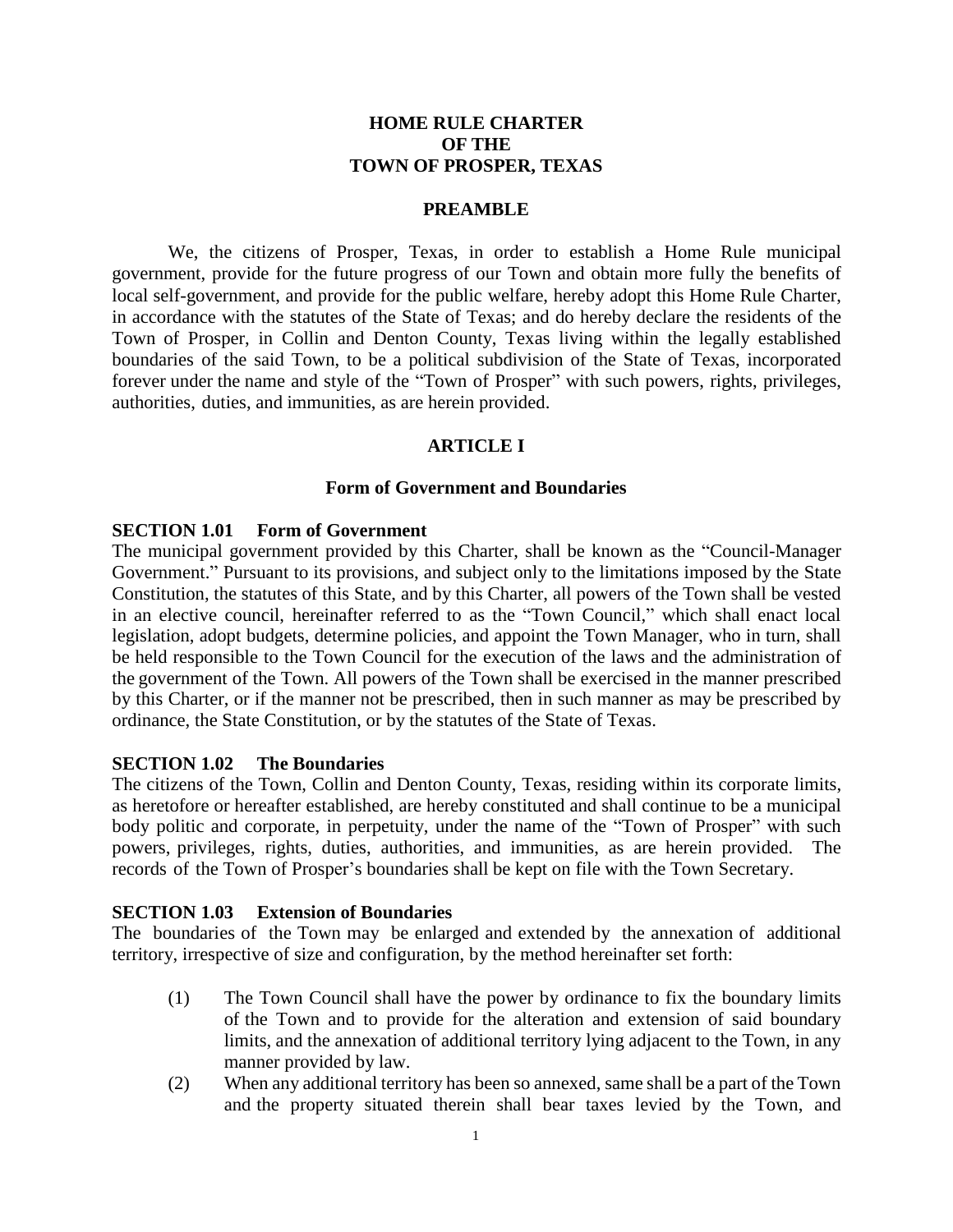# HOME RULE CHARTER OF THE TOWN OF PROSPER, TEXAS

## PREAMBLE

We, the citizens of Prosper, Texas, in order to establish a Home Rule municipal government, provide for the future progress of our Town and obtain more fully the benefits of local self-government, and provide for the public welfare, hereby adopt this Home Rule Charter, in accordance with the statutes of the State of Texas; and do hereby declare the residents of the Town of Prosper, in Collin and Denton County, Texas living within the legally established boundaries of the said Town, to be a political subdivision of the State of Texas, incorporated forever under the name and style of the "Town of Prosper" with such powers, rights, privileges, authorities, duties, and immunities, as are herein provided.

## ARTICLE I

### Form of Government and Boundaries

**SECTION 1.01 Form of Government**

The municipal government provided by this Charter, shall be known as the "Council-Manager Government." Pursuant to its provisions, and subject only to the limitations imposed by the State Constitution, the statutes of this State, and by this Charter, all powers of the Town shall be vested in an elective council, hereinafter referred to as the "Town Council," which shall enact local legislation, adopt budgets, determine policies, and appoint the Town Manager, who in turn, shall be held responsible to the Town Council for the execution of the laws and the administration of the government of the Town. All powers of the Town shall be exercised in the manner prescribed by this Charter, or if the manner not be prescribed, then in such manner as may be prescribed by ordinance, the State Constitution, or by the statutes of the State of Texas.

**SECTION 1.02 The Boundaries**

The citizens of the Town, Collin and Denton County, Texas, residing within its corporate limits, as heretofore or hereafter established, are hereby constituted and shall continue to be a municipal body politic and corporate, in perpetuity, under the name of the "Town of Prosper" with such powers, privileges, rights, duties, authorities, and immunities, as are herein provided. The records of the Town of Prosper's boundaries shall be kept on file with the Town Secretary.

**SECTION 1.03 Extension of Boundaries**

The boundaries of the Town may be enlarged and extended by the annexation of additional territory, irrespective of size and configuration, by the method hereinafter set forth:

(1) The Town Council shall have the power by ordinance to fix the boundary limits of the Town and to provide for the alteration and extension of said boundary limits, and the annexation of additional territory lying adjacent to the Town, in any manner provided by law.

(2) When any additional territory has been so annexed, same shall be a part of the Town and the property situated therein shall bear taxes levied by the Town, and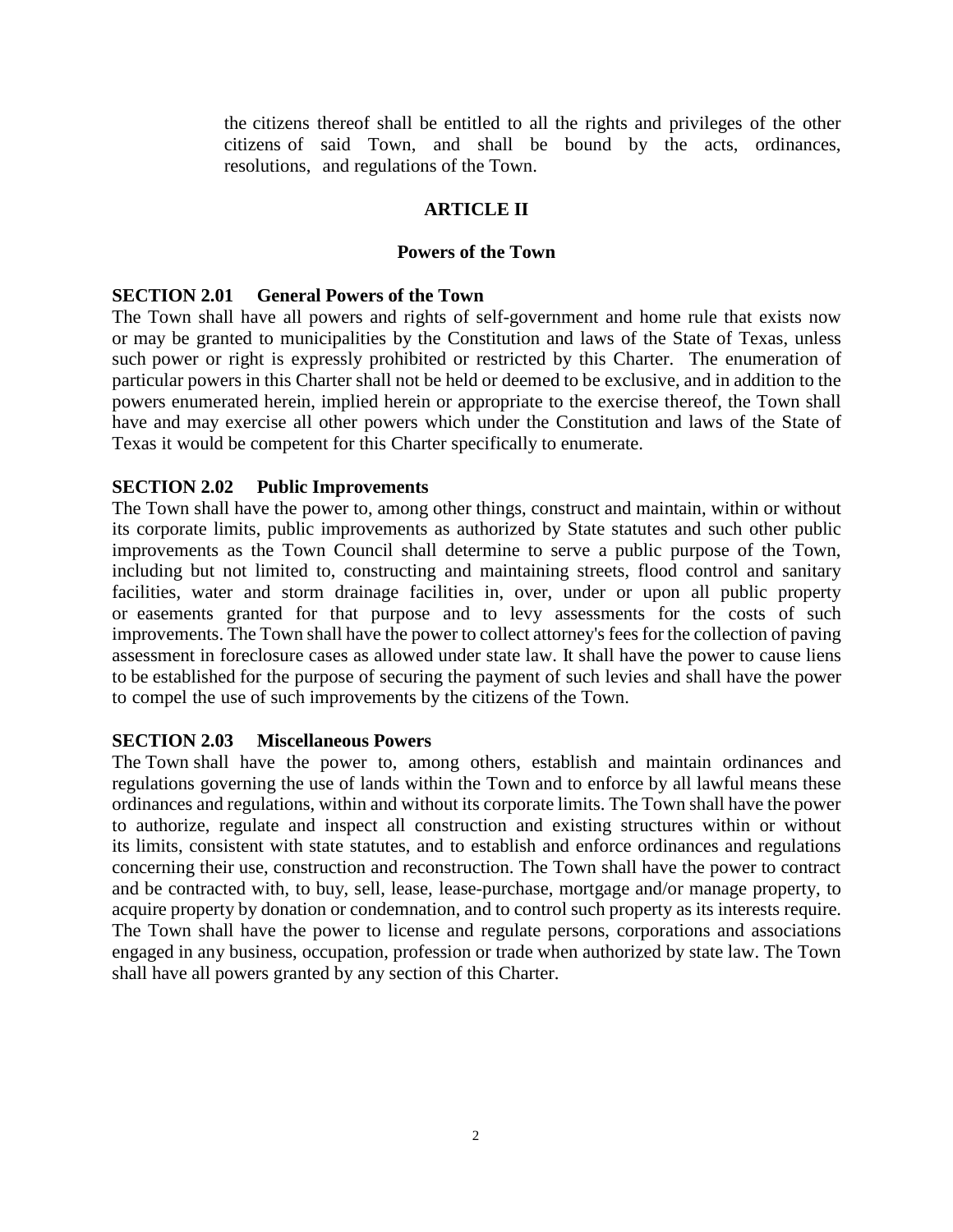the citizens thereof shall be entitled to all the rights and privileges of the other citizens of said Town, and shall be bound by the acts, ordinances, resolutions, and regulations of the Town.

## ARTICLE II

### Powers of the Town

**SECTION 2.01 General Powers of the Town**

The Town shall have all powers and rights of self-government and home rule that exists now or may be granted to municipalities by the Constitution and laws of the State of Texas, unless such power or right is expressly prohibited or restricted by this Charter. The enumeration of particular powers in this Charter shall not be held or deemed to be exclusive, and in addition to the powers enumerated herein, implied herein or appropriate to the exercise thereof, the Town shall have and may exercise all other powers which under the Constitution and laws of the State of Texas it would be competent for this Charter specifically to enumerate.

**SECTION 2.02 Public Improvements**

The Town shall have the power to, among other things, construct and maintain, within or without its corporate limits, public improvements as authorized by State statutes and such other public improvements as the Town Council shall determine to serve a public purpose of the Town, including but not limited to, constructing and maintaining streets, flood control and sanitary facilities, water and storm drainage facilities in, over, under or upon all public property or easements granted for that purpose and to levy assessments for the costs of such improvements. The Town shall have the power to collect attorney's fees for the collection of paving assessment in foreclosure cases as allowed under state law. It shall have the power to cause liens to be established for the purpose of securing the payment of such levies and shall have the power to compel the use of such improvements by the citizens of the Town.

**SECTION 2.03 Miscellaneous Powers**

The Town shall have the power to, among others, establish and maintain ordinances and regulations governing the use of lands within the Town and to enforce by all lawful means these ordinances and regulations, within and without its corporate limits. The Town shall have the power to authorize, regulate and inspect all construction and existing structures within or without its limits, consistent with state statutes, and to establish and enforce ordinances and regulations concerning their use, construction and reconstruction. The Town shall have the power to contract and be contracted with, to buy, sell, lease, lease-purchase, mortgage and/or manage property, to acquire property by donation or condemnation, and to control such property as its interests require. The Town shall have the power to license and regulate persons, corporations and associations engaged in any business, occupation, profession or trade when authorized by state law. The Town shall have all powers granted by any section of this Charter.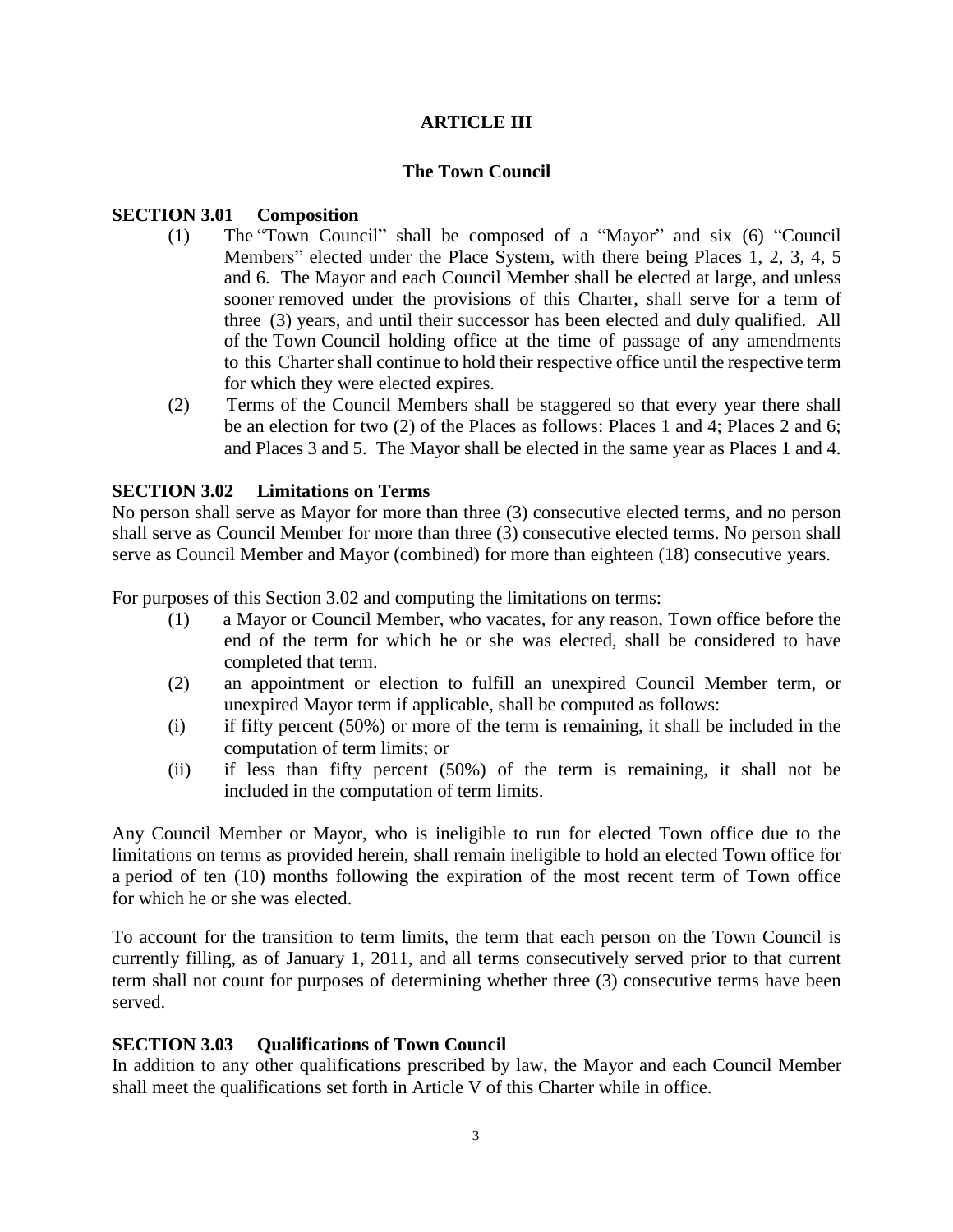## ARTICLE III

## The Town Council

### SECTION 3.01 Composition

(1) The "Town Council" shall be composed of a "Mayor" and six (6) "Council Members" elected under the Place System, with there being Places 1, 2, 3, 4, 5 and 6. The Mayor and each Council Member shall be elected at large, and unless sooner removed under the provisions of this Charter, shall serve for a term of three (3) years, and until their successor has been elected and duly qualified. All of the Town Council holding office at the time of passage of any amendments to this Charter shall continue to hold their respective office until the respective term for which they were elected expires.

(2) Terms of the Council Members shall be staggered so that every year there shall be an election for two (2) of the Places as follows: Places 1 and 4; Places 2 and 6; and Places 3 and 5. The Mayor shall be elected in the same year as Places 1 and 4.

### SECTION 3.02 Limitations on Terms

No person shall serve as Mayor for more than three (3) consecutive elected terms, and no person shall serve as Council Member for more than three (3) consecutive elected terms. No person shall serve as Council Member and Mayor (combined) for more than eighteen (18) consecutive years.

For purposes of this Section 3.02 and computing the limitations on terms:

(1) a Mayor or Council Member, who vacates, for any reason, Town office before the end of the term for which he or she was elected, shall be considered to have completed that term.

(2) an appointment or election to fulfill an unexpired Council Member term, or unexpired Mayor term if applicable, shall be computed as follows:

(i) if fifty percent (50%) or more of the term is remaining, it shall be included in the computation of term limits; or

(ii) if less than fifty percent (50%) of the term is remaining, it shall not be included in the computation of term limits.

Any Council Member or Mayor, who is ineligible to run for elected Town office due to the limitations on terms as provided herein, shall remain ineligible to hold an elected Town office for a period of ten (10) months following the expiration of the most recent term of Town office for which he or she was elected.

To account for the transition to term limits, the term that each person on the Town Council is currently filling, as of January 1, 2011, and all terms consecutively served prior to that current term shall not count for purposes of determining whether three (3) consecutive terms have been served.

### SECTION 3.03 Qualifications of Town Council

In addition to any other qualifications prescribed by law, the Mayor and each Council Member shall meet the qualifications set forth in Article V of this Charter while in office.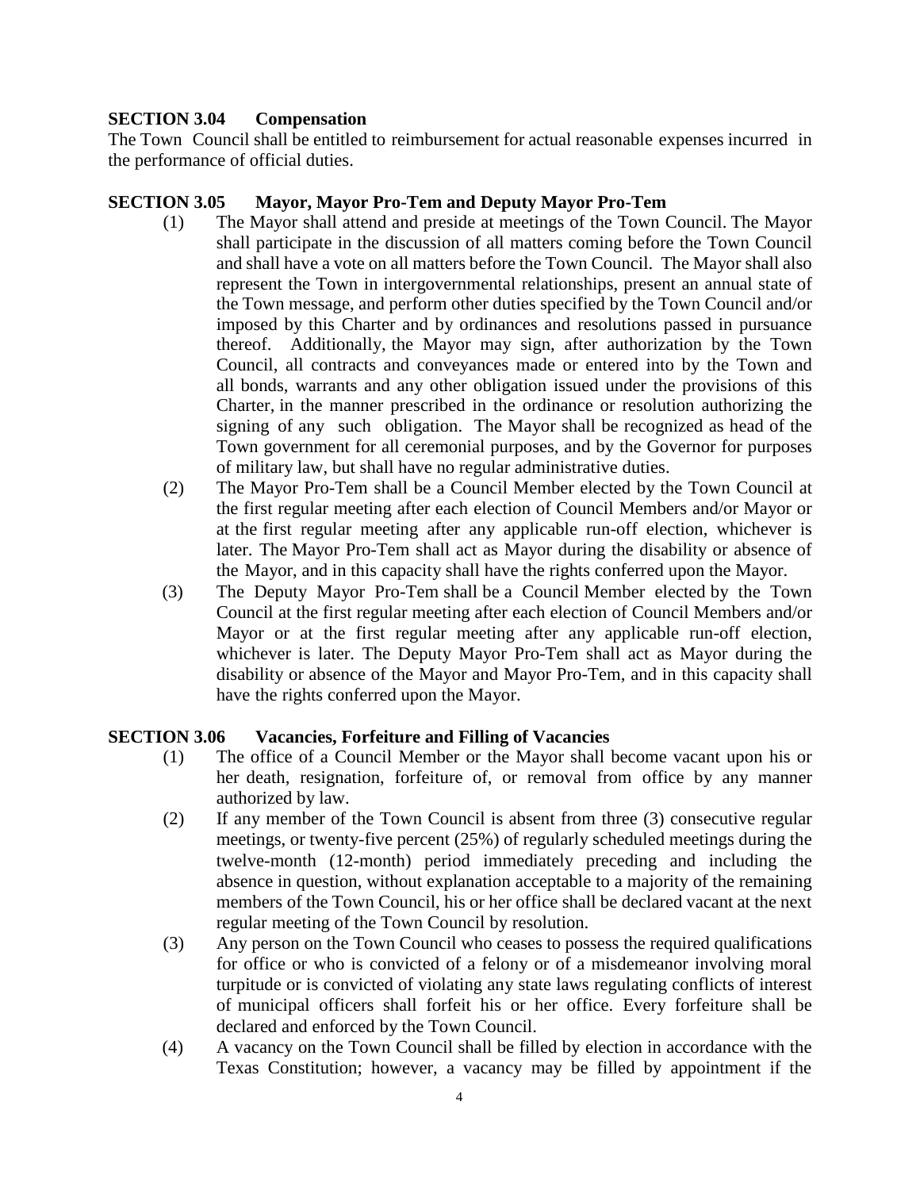### SECTION 3.04 Compensation

The Town Council shall be entitled to reimbursement for actual reasonable expenses incurred in the performance of official duties.

### SECTION 3.05 Mayor, Mayor Pro-Tem and Deputy Mayor Pro-Tem

(1) The Mayor shall attend and preside at meetings of the Town Council. The Mayor shall participate in the discussion of all matters coming before the Town Council and shall have a vote on all matters before the Town Council. The Mayor shall also represent the Town in intergovernmental relationships, present an annual state of the Town message, and perform other duties specified by the Town Council and/or imposed by this Charter and by ordinances and resolutions passed in pursuance thereof. Additionally, the Mayor may sign, after authorization by the Town Council, all contracts and conveyances made or entered into by the Town and all bonds, warrants and any other obligation issued under the provisions of this Charter, in the manner prescribed in the ordinance or resolution authorizing the signing of any such obligation. The Mayor shall be recognized as head of the Town government for all ceremonial purposes, and by the Governor for purposes of military law, but shall have no regular administrative duties.

(2) The Mayor Pro-Tem shall be a Council Member elected by the Town Council at the first regular meeting after each election of Council Members and/or Mayor or at the first regular meeting after any applicable run-off election, whichever is later. The Mayor Pro-Tem shall act as Mayor during the disability or absence of the Mayor, and in this capacity shall have the rights conferred upon the Mayor.

(3) The Deputy Mayor Pro-Tem shall be a Council Member elected by the Town Council at the first regular meeting after each election of Council Members and/or Mayor or at the first regular meeting after any applicable run-off election, whichever is later. The Deputy Mayor Pro-Tem shall act as Mayor during the disability or absence of the Mayor and Mayor Pro-Tem, and in this capacity shall have the rights conferred upon the Mayor.

### SECTION 3.06 Vacancies, Forfeiture and Filling of Vacancies

(1) The office of a Council Member or the Mayor shall become vacant upon his or her death, resignation, forfeiture of, or removal from office by any manner authorized by law.

(2) If any member of the Town Council is absent from three (3) consecutive regular meetings, or twenty-five percent (25%) of regularly scheduled meetings during the twelve-month (12-month) period immediately preceding and including the absence in question, without explanation acceptable to a majority of the remaining members of the Town Council, his or her office shall be declared vacant at the next regular meeting of the Town Council by resolution.

(3) Any person on the Town Council who ceases to possess the required qualifications for office or who is convicted of a felony or of a misdemeanor involving moral turpitude or is convicted of violating any state laws regulating conflicts of interest of municipal officers shall forfeit his or her office. Every forfeiture shall be declared and enforced by the Town Council.

(4) A vacancy on the Town Council shall be filled by election in accordance with the Texas Constitution; however, a vacancy may be filled by appointment if the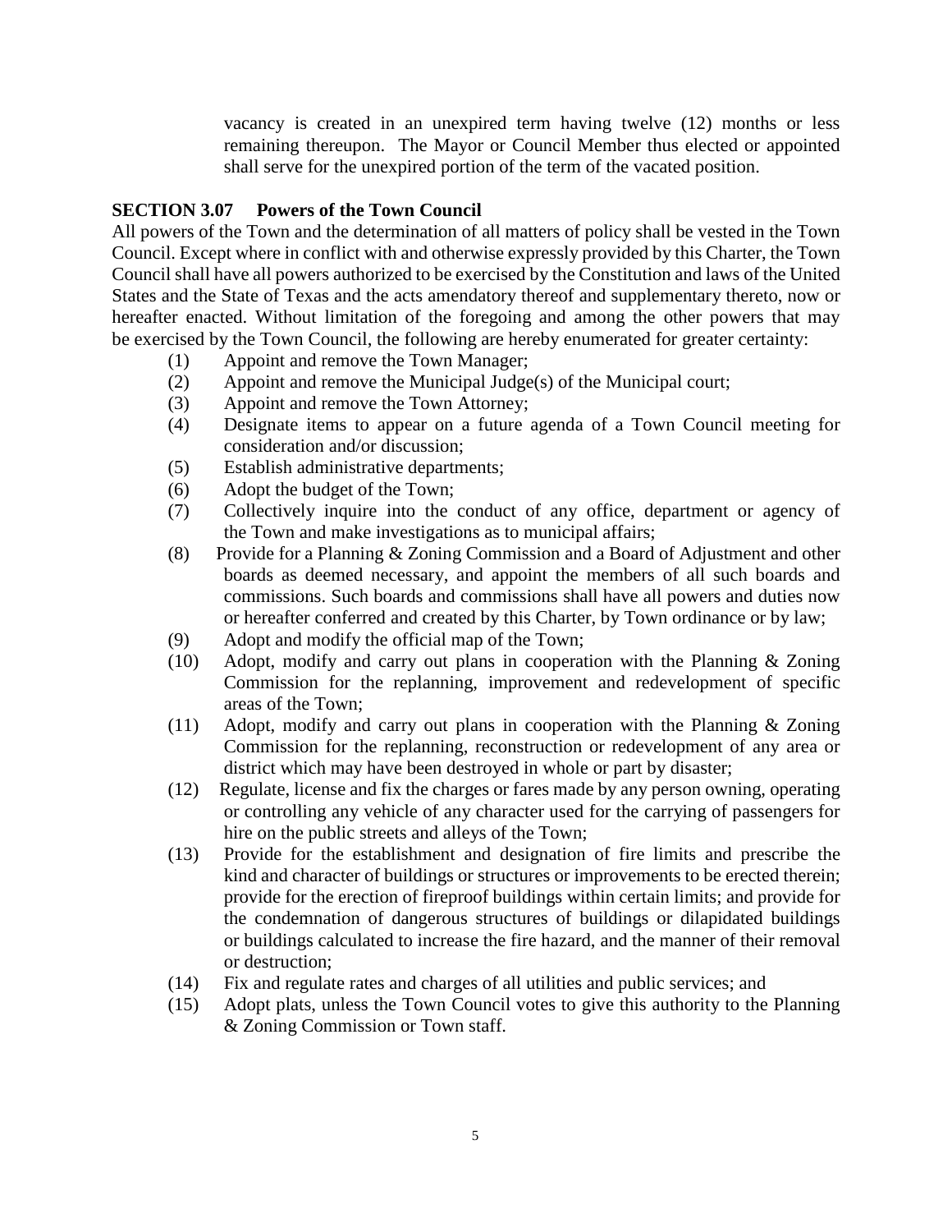vacancy is created in an unexpired term having twelve (12) months or less remaining thereupon. The Mayor or Council Member thus elected or appointed shall serve for the unexpired portion of the term of the vacated position.

**SECTION 3.07 Powers of the Town Council**

All powers of the Town and the determination of all matters of policy shall be vested in the Town Council. Except where in conflict with and otherwise expressly provided by this Charter, the Town Council shall have all powers authorized to be exercised by the Constitution and laws of the United States and the State of Texas and the acts amendatory thereof and supplementary thereto, now or hereafter enacted. Without limitation of the foregoing and among the other powers that may be exercised by the Town Council, the following are hereby enumerated for greater certainty:

(1) Appoint and remove the Town Manager;

(2) Appoint and remove the Municipal Judge(s) of the Municipal court;

(3) Appoint and remove the Town Attorney;

(4) Designate items to appear on a future agenda of a Town Council meeting for consideration and/or discussion;

(5) Establish administrative departments;

(6) Adopt the budget of the Town;

(7) Collectively inquire into the conduct of any office, department or agency of the Town and make investigations as to municipal affairs;

(8) Provide for a Planning & Zoning Commission and a Board of Adjustment and other boards as deemed necessary, and appoint the members of all such boards and commissions. Such boards and commissions shall have all powers and duties now or hereafter conferred and created by this Charter, by Town ordinance or by law;

(9) Adopt and modify the official map of the Town;

(10) Adopt, modify and carry out plans in cooperation with the Planning & Zoning Commission for the replanning, improvement and redevelopment of specific areas of the Town;

(11) Adopt, modify and carry out plans in cooperation with the Planning & Zoning Commission for the replanning, reconstruction or redevelopment of any area or district which may have been destroyed in whole or part by disaster;

(12) Regulate, license and fix the charges or fares made by any person owning, operating or controlling any vehicle of any character used for the carrying of passengers for hire on the public streets and alleys of the Town;

(13) Provide for the establishment and designation of fire limits and prescribe the kind and character of buildings or structures or improvements to be erected therein; provide for the erection of fireproof buildings within certain limits; and provide for the condemnation of dangerous structures of buildings or dilapidated buildings or buildings calculated to increase the fire hazard, and the manner of their removal or destruction;

(14) Fix and regulate rates and charges of all utilities and public services; and

(15) Adopt plats, unless the Town Council votes to give this authority to the Planning & Zoning Commission or Town staff.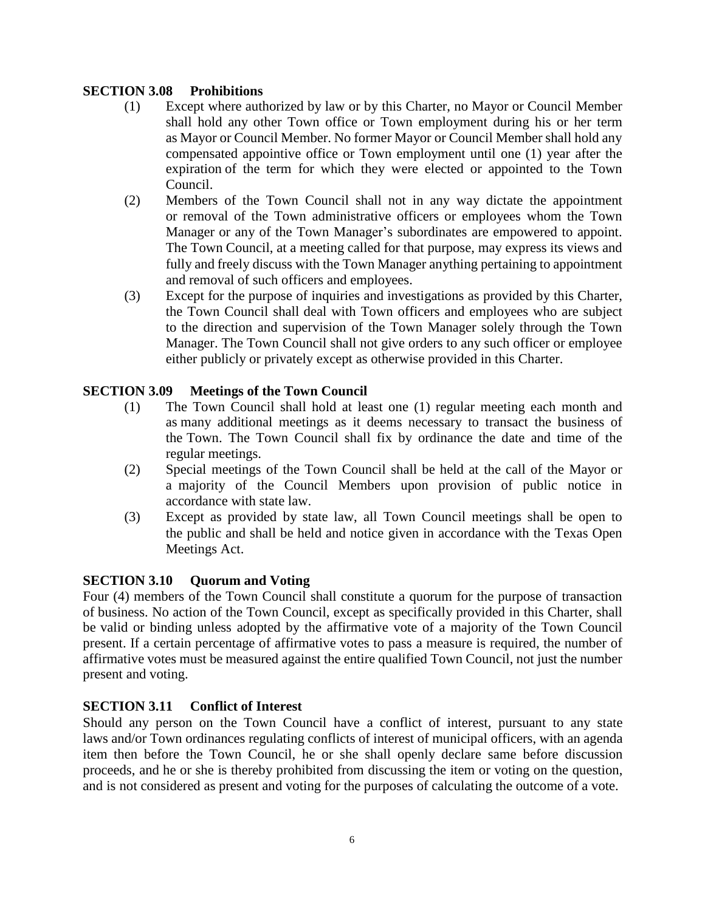**SECTION 3.08 Prohibitions**

(1) Except where authorized by law or by this Charter, no Mayor or Council Member shall hold any other Town office or Town employment during his or her term as Mayor or Council Member. No former Mayor or Council Member shall hold any compensated appointive office or Town employment until one (1) year after the expiration of the term for which they were elected or appointed to the Town Council.

(2) Members of the Town Council shall not in any way dictate the appointment or removal of the Town administrative officers or employees whom the Town Manager or any of the Town Manager's subordinates are empowered to appoint. The Town Council, at a meeting called for that purpose, may express its views and fully and freely discuss with the Town Manager anything pertaining to appointment and removal of such officers and employees.

(3) Except for the purpose of inquiries and investigations as provided by this Charter, the Town Council shall deal with Town officers and employees who are subject to the direction and supervision of the Town Manager solely through the Town Manager. The Town Council shall not give orders to any such officer or employee either publicly or privately except as otherwise provided in this Charter.

**SECTION 3.09 Meetings of the Town Council**

(1) The Town Council shall hold at least one (1) regular meeting each month and as many additional meetings as it deems necessary to transact the business of the Town. The Town Council shall fix by ordinance the date and time of the regular meetings.

(2) Special meetings of the Town Council shall be held at the call of the Mayor or a majority of the Council Members upon provision of public notice in accordance with state law.

(3) Except as provided by state law, all Town Council meetings shall be open to the public and shall be held and notice given in accordance with the Texas Open Meetings Act.

**SECTION 3.10 Quorum and Voting**

Four (4) members of the Town Council shall constitute a quorum for the purpose of transaction of business. No action of the Town Council, except as specifically provided in this Charter, shall be valid or binding unless adopted by the affirmative vote of a majority of the Town Council present. If a certain percentage of affirmative votes to pass a measure is required, the number of affirmative votes must be measured against the entire qualified Town Council, not just the number present and voting.

**SECTION 3.11 Conflict of Interest**

Should any person on the Town Council have a conflict of interest, pursuant to any state laws and/or Town ordinances regulating conflicts of interest of municipal officers, with an agenda item then before the Town Council, he or she shall openly declare same before discussion proceeds, and he or she is thereby prohibited from discussing the item or voting on the question, and is not considered as present and voting for the purposes of calculating the outcome of a vote.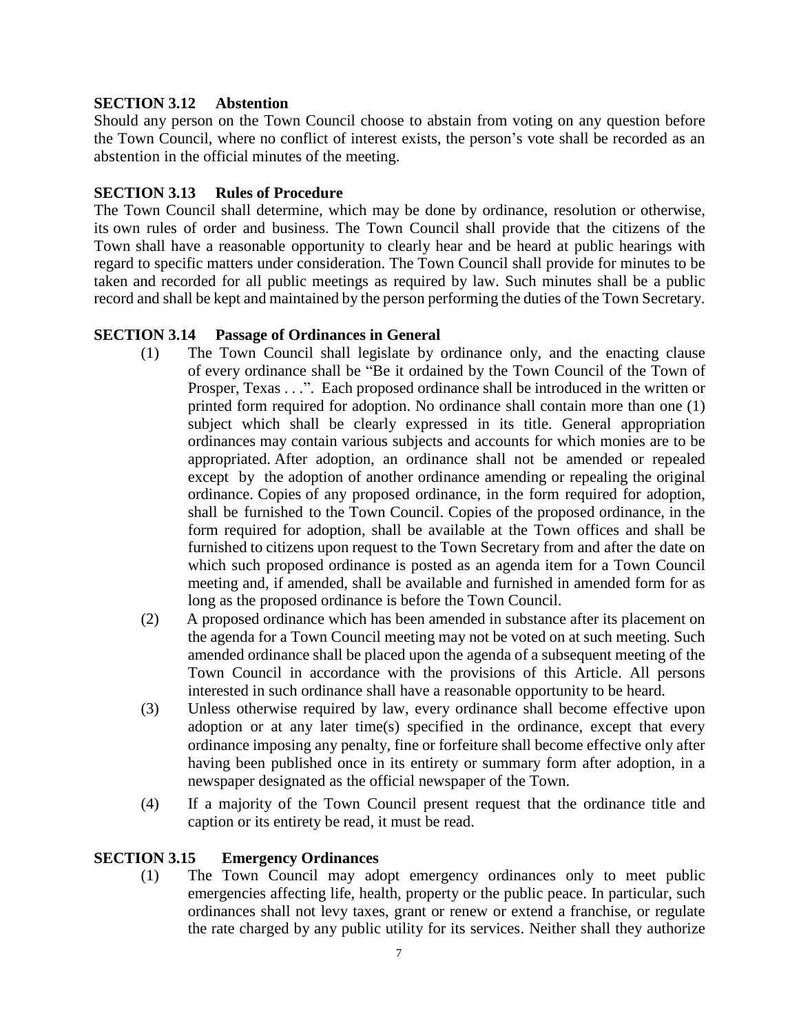### SECTION 3.12 Abstention

Should any person on the Town Council choose to abstain from voting on any question before the Town Council, where no conflict of interest exists, the person's vote shall be recorded as an abstention in the official minutes of the meeting.

### SECTION 3.13 Rules of Procedure

The Town Council shall determine, which may be done by ordinance, resolution or otherwise, its own rules of order and business. The Town Council shall provide that the citizens of the Town shall have a reasonable opportunity to clearly hear and be heard at public hearings with regard to specific matters under consideration. The Town Council shall provide for minutes to be taken and recorded for all public meetings as required by law. Such minutes shall be a public record and shall be kept and maintained by the person performing the duties of the Town Secretary.

### SECTION 3.14 Passage of Ordinances in General

(1) The Town Council shall legislate by ordinance only, and the enacting clause of every ordinance shall be "Be it ordained by the Town Council of the Town of Prosper, Texas . . .". Each proposed ordinance shall be introduced in the written or printed form required for adoption. No ordinance shall contain more than one (1) subject which shall be clearly expressed in its title. General appropriation ordinances may contain various subjects and accounts for which monies are to be appropriated. After adoption, an ordinance shall not be amended or repealed except by the adoption of another ordinance amending or repealing the original ordinance. Copies of any proposed ordinance, in the form required for adoption, shall be furnished to the Town Council. Copies of the proposed ordinance, in the form required for adoption, shall be available at the Town offices and shall be furnished to citizens upon request to the Town Secretary from and after the date on which such proposed ordinance is posted as an agenda item for a Town Council meeting and, if amended, shall be available and furnished in amended form for as long as the proposed ordinance is before the Town Council.

(2) A proposed ordinance which has been amended in substance after its placement on the agenda for a Town Council meeting may not be voted on at such meeting. Such amended ordinance shall be placed upon the agenda of a subsequent meeting of the Town Council in accordance with the provisions of this Article. All persons interested in such ordinance shall have a reasonable opportunity to be heard.

(3) Unless otherwise required by law, every ordinance shall become effective upon adoption or at any later time(s) specified in the ordinance, except that every ordinance imposing any penalty, fine or forfeiture shall become effective only after having been published once in its entirety or summary form after adoption, in a newspaper designated as the official newspaper of the Town.

(4) If a majority of the Town Council present request that the ordinance title and caption or its entirety be read, it must be read.

### SECTION 3.15 Emergency Ordinances

(1) The Town Council may adopt emergency ordinances only to meet public emergencies affecting life, health, property or the public peace. In particular, such ordinances shall not levy taxes, grant or renew or extend a franchise, or regulate the rate charged by any public utility for its services. Neither shall they authorize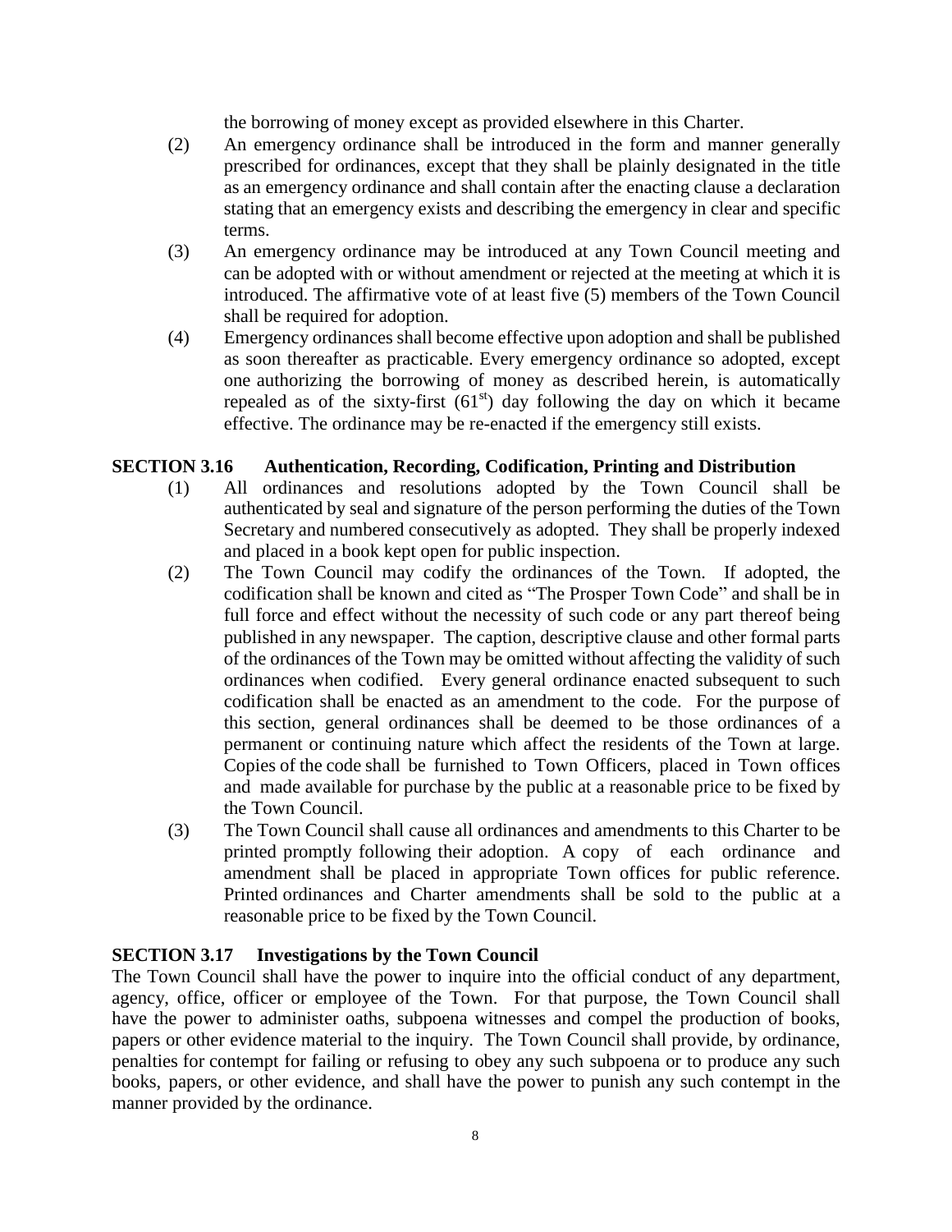the borrowing of money except as provided elsewhere in this Charter.

(2) An emergency ordinance shall be introduced in the form and manner generally prescribed for ordinances, except that they shall be plainly designated in the title as an emergency ordinance and shall contain after the enacting clause a declaration stating that an emergency exists and describing the emergency in clear and specific terms.

(3) An emergency ordinance may be introduced at any Town Council meeting and can be adopted with or without amendment or rejected at the meeting at which it is introduced. The affirmative vote of at least five (5) members of the Town Council shall be required for adoption.

(4) Emergency ordinances shall become effective upon adoption and shall be published as soon thereafter as practicable. Every emergency ordinance so adopted, except one authorizing the borrowing of money as described herein, is automatically repealed as of the sixty-first (61st) day following the day on which it became effective. The ordinance may be re-enacted if the emergency still exists.

### SECTION 3.16 Authentication, Recording, Codification, Printing and Distribution

(1) All ordinances and resolutions adopted by the Town Council shall be authenticated by seal and signature of the person performing the duties of the Town Secretary and numbered consecutively as adopted. They shall be properly indexed and placed in a book kept open for public inspection.

(2) The Town Council may codify the ordinances of the Town. If adopted, the codification shall be known and cited as "The Prosper Town Code" and shall be in full force and effect without the necessity of such code or any part thereof being published in any newspaper. The caption, descriptive clause and other formal parts of the ordinances of the Town may be omitted without affecting the validity of such ordinances when codified. Every general ordinance enacted subsequent to such codification shall be enacted as an amendment to the code. For the purpose of this section, general ordinances shall be deemed to be those ordinances of a permanent or continuing nature which affect the residents of the Town at large. Copies of the code shall be furnished to Town Officers, placed in Town offices and made available for purchase by the public at a reasonable price to be fixed by the Town Council.

(3) The Town Council shall cause all ordinances and amendments to this Charter to be printed promptly following their adoption. A copy of each ordinance and amendment shall be placed in appropriate Town offices for public reference. Printed ordinances and Charter amendments shall be sold to the public at a reasonable price to be fixed by the Town Council.

### SECTION 3.17 Investigations by the Town Council

The Town Council shall have the power to inquire into the official conduct of any department, agency, office, officer or employee of the Town. For that purpose, the Town Council shall have the power to administer oaths, subpoena witnesses and compel the production of books, papers or other evidence material to the inquiry. The Town Council shall provide, by ordinance, penalties for contempt for failing or refusing to obey any such subpoena or to produce any such books, papers, or other evidence, and shall have the power to punish any such contempt in the manner provided by the ordinance.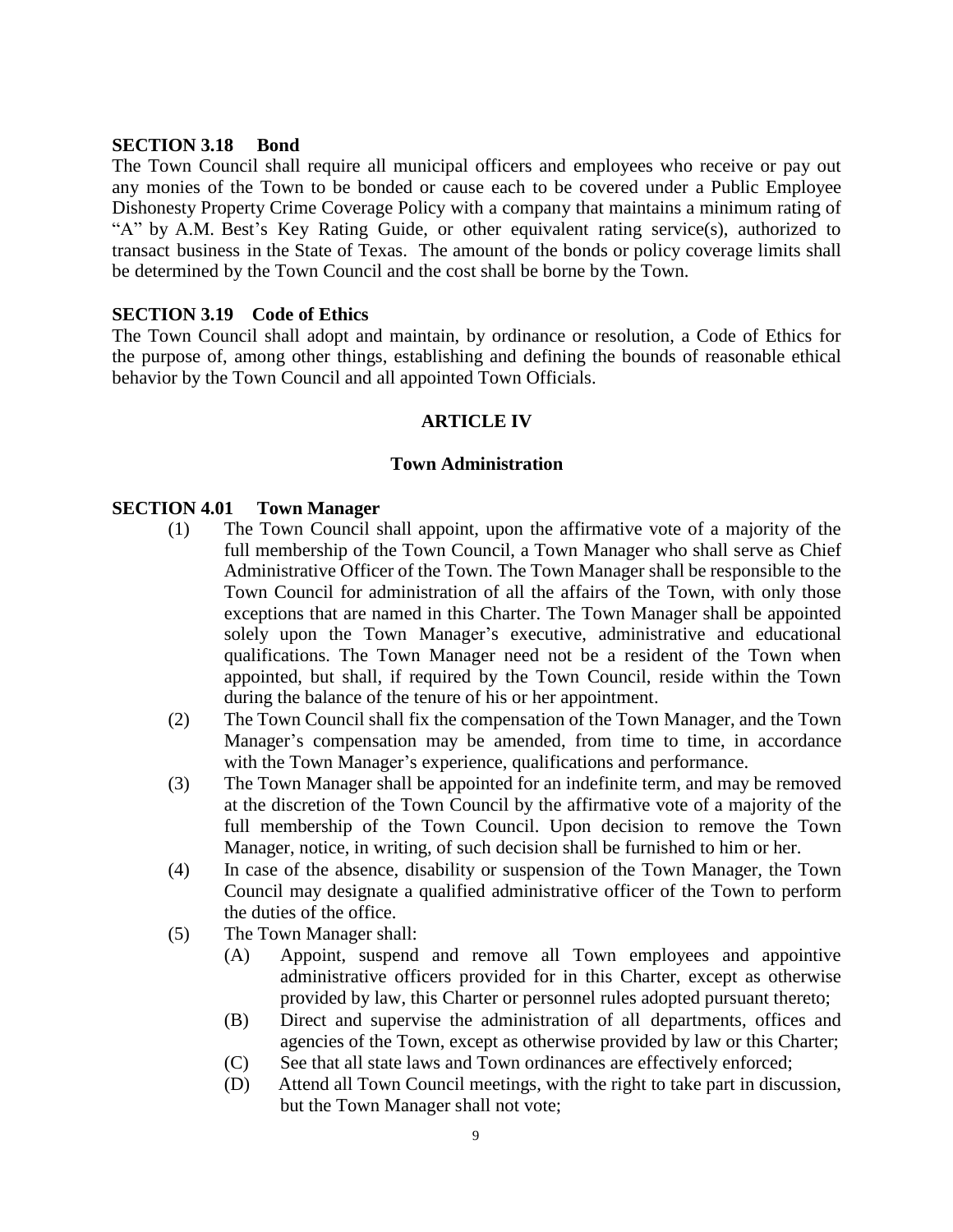**SECTION 3.18 Bond**

The Town Council shall require all municipal officers and employees who receive or pay out any monies of the Town to be bonded or cause each to be covered under a Public Employee Dishonesty Property Crime Coverage Policy with a company that maintains a minimum rating of "A" by A.M. Best's Key Rating Guide, or other equivalent rating service(s), authorized to transact business in the State of Texas. The amount of the bonds or policy coverage limits shall be determined by the Town Council and the cost shall be borne by the Town.

**SECTION 3.19 Code of Ethics**

The Town Council shall adopt and maintain, by ordinance or resolution, a Code of Ethics for the purpose of, among other things, establishing and defining the bounds of reasonable ethical behavior by the Town Council and all appointed Town Officials.

## ARTICLE IV

## Town Administration

**SECTION 4.01 Town Manager**

(1) The Town Council shall appoint, upon the affirmative vote of a majority of the full membership of the Town Council, a Town Manager who shall serve as Chief Administrative Officer of the Town. The Town Manager shall be responsible to the Town Council for administration of all the affairs of the Town, with only those exceptions that are named in this Charter. The Town Manager shall be appointed solely upon the Town Manager's executive, administrative and educational qualifications. The Town Manager need not be a resident of the Town when appointed, but shall, if required by the Town Council, reside within the Town during the balance of the tenure of his or her appointment.

(2) The Town Council shall fix the compensation of the Town Manager, and the Town Manager's compensation may be amended, from time to time, in accordance with the Town Manager's experience, qualifications and performance.

(3) The Town Manager shall be appointed for an indefinite term, and may be removed at the discretion of the Town Council by the affirmative vote of a majority of the full membership of the Town Council. Upon decision to remove the Town Manager, notice, in writing, of such decision shall be furnished to him or her.

(4) In case of the absence, disability or suspension of the Town Manager, the Town Council may designate a qualified administrative officer of the Town to perform the duties of the office.

(5) The Town Manager shall:

- (A) Appoint, suspend and remove all Town employees and appointive administrative officers provided for in this Charter, except as otherwise provided by law, this Charter or personnel rules adopted pursuant thereto;
- (B) Direct and supervise the administration of all departments, offices and agencies of the Town, except as otherwise provided by law or this Charter;
- (C) See that all state laws and Town ordinances are effectively enforced;
- (D) Attend all Town Council meetings, with the right to take part in discussion, but the Town Manager shall not vote;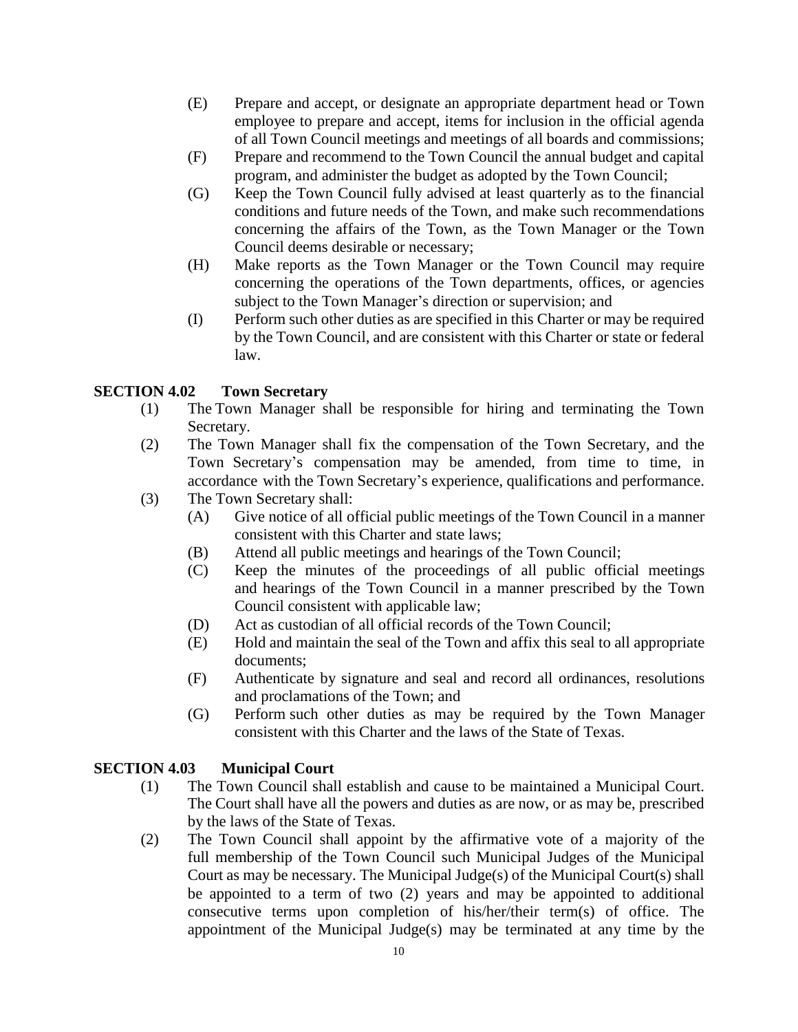(E) Prepare and accept, or designate an appropriate department head or Town employee to prepare and accept, items for inclusion in the official agenda of all Town Council meetings and meetings of all boards and commissions;

(F) Prepare and recommend to the Town Council the annual budget and capital program, and administer the budget as adopted by the Town Council;

(G) Keep the Town Council fully advised at least quarterly as to the financial conditions and future needs of the Town, and make such recommendations concerning the affairs of the Town, as the Town Manager or the Town Council deems desirable or necessary;

(H) Make reports as the Town Manager or the Town Council may require concerning the operations of the Town departments, offices, or agencies subject to the Town Manager's direction or supervision; and

(I) Perform such other duties as are specified in this Charter or may be required by the Town Council, and are consistent with this Charter or state or federal law.

**SECTION 4.02 Town Secretary**

(1) The Town Manager shall be responsible for hiring and terminating the Town Secretary.

(2) The Town Manager shall fix the compensation of the Town Secretary, and the Town Secretary's compensation may be amended, from time to time, in accordance with the Town Secretary's experience, qualifications and performance.

(3) The Town Secretary shall:

(A) Give notice of all official public meetings of the Town Council in a manner consistent with this Charter and state laws;

(B) Attend all public meetings and hearings of the Town Council;

(C) Keep the minutes of the proceedings of all public official meetings and hearings of the Town Council in a manner prescribed by the Town Council consistent with applicable law;

(D) Act as custodian of all official records of the Town Council;

(E) Hold and maintain the seal of the Town and affix this seal to all appropriate documents;

(F) Authenticate by signature and seal and record all ordinances, resolutions and proclamations of the Town; and

(G) Perform such other duties as may be required by the Town Manager consistent with this Charter and the laws of the State of Texas.

**SECTION 4.03 Municipal Court**

(1) The Town Council shall establish and cause to be maintained a Municipal Court. The Court shall have all the powers and duties as are now, or as may be, prescribed by the laws of the State of Texas.

(2) The Town Council shall appoint by the affirmative vote of a majority of the full membership of the Town Council such Municipal Judges of the Municipal Court as may be necessary. The Municipal Judge(s) of the Municipal Court(s) shall be appointed to a term of two (2) years and may be appointed to additional consecutive terms upon completion of his/her/their term(s) of office. The appointment of the Municipal Judge(s) may be terminated at any time by the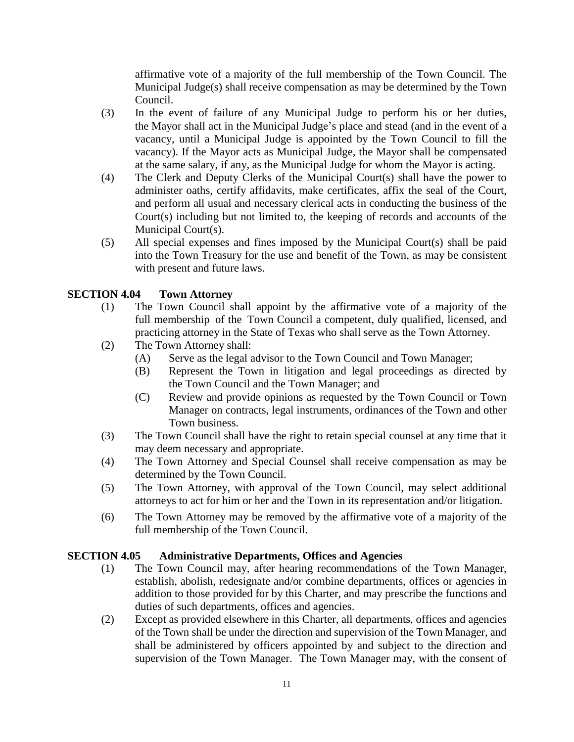affirmative vote of a majority of the full membership of the Town Council. The Municipal Judge(s) shall receive compensation as may be determined by the Town Council.

(3) In the event of failure of any Municipal Judge to perform his or her duties, the Mayor shall act in the Municipal Judge's place and stead (and in the event of a vacancy, until a Municipal Judge is appointed by the Town Council to fill the vacancy). If the Mayor acts as Municipal Judge, the Mayor shall be compensated at the same salary, if any, as the Municipal Judge for whom the Mayor is acting.

(4) The Clerk and Deputy Clerks of the Municipal Court(s) shall have the power to administer oaths, certify affidavits, make certificates, affix the seal of the Court, and perform all usual and necessary clerical acts in conducting the business of the Court(s) including but not limited to, the keeping of records and accounts of the Municipal Court(s).

(5) All special expenses and fines imposed by the Municipal Court(s) shall be paid into the Town Treasury for the use and benefit of the Town, as may be consistent with present and future laws.

## SECTION 4.04 Town Attorney

(1) The Town Council shall appoint by the affirmative vote of a majority of the full membership of the Town Council a competent, duly qualified, licensed, and practicing attorney in the State of Texas who shall serve as the Town Attorney.

(2) The Town Attorney shall:

   (A) Serve as the legal advisor to the Town Council and Town Manager;

   (B) Represent the Town in litigation and legal proceedings as directed by the Town Council and the Town Manager; and

   (C) Review and provide opinions as requested by the Town Council or Town Manager on contracts, legal instruments, ordinances of the Town and other Town business.

(3) The Town Council shall have the right to retain special counsel at any time that it may deem necessary and appropriate.

(4) The Town Attorney and Special Counsel shall receive compensation as may be determined by the Town Council.

(5) The Town Attorney, with approval of the Town Council, may select additional attorneys to act for him or her and the Town in its representation and/or litigation.

(6) The Town Attorney may be removed by the affirmative vote of a majority of the full membership of the Town Council.

## SECTION 4.05 Administrative Departments, Offices and Agencies

(1) The Town Council may, after hearing recommendations of the Town Manager, establish, abolish, redesignate and/or combine departments, offices or agencies in addition to those provided for by this Charter, and may prescribe the functions and duties of such departments, offices and agencies.

(2) Except as provided elsewhere in this Charter, all departments, offices and agencies of the Town shall be under the direction and supervision of the Town Manager, and shall be administered by officers appointed by and subject to the direction and supervision of the Town Manager. The Town Manager may, with the consent of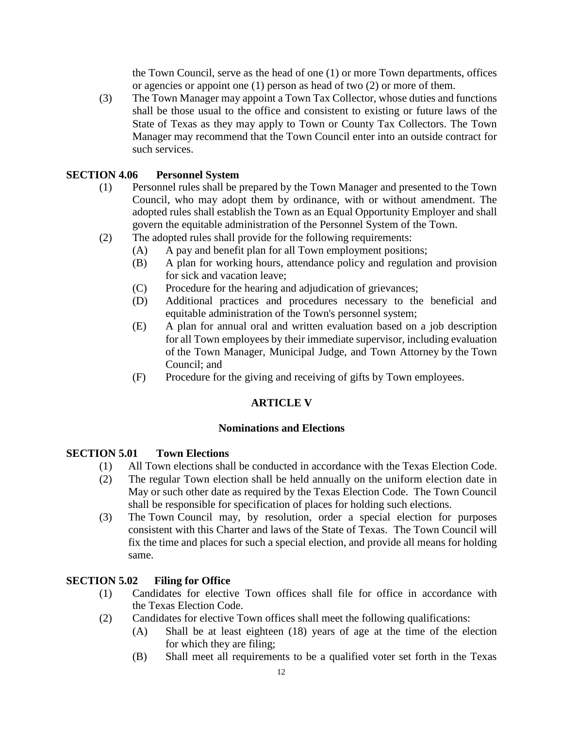the Town Council, serve as the head of one (1) or more Town departments, offices or agencies or appoint one (1) person as head of two (2) or more of them.

(3) The Town Manager may appoint a Town Tax Collector, whose duties and functions shall be those usual to the office and consistent to existing or future laws of the State of Texas as they may apply to Town or County Tax Collectors. The Town Manager may recommend that the Town Council enter into an outside contract for such services.

**SECTION 4.06 Personnel System**

(1) Personnel rules shall be prepared by the Town Manager and presented to the Town Council, who may adopt them by ordinance, with or without amendment. The adopted rules shall establish the Town as an Equal Opportunity Employer and shall govern the equitable administration of the Personnel System of the Town.

(2) The adopted rules shall provide for the following requirements:

(A) A pay and benefit plan for all Town employment positions;

(B) A plan for working hours, attendance policy and regulation and provision for sick and vacation leave;

(C) Procedure for the hearing and adjudication of grievances;

(D) Additional practices and procedures necessary to the beneficial and equitable administration of the Town's personnel system;

(E) A plan for annual oral and written evaluation based on a job description for all Town employees by their immediate supervisor, including evaluation of the Town Manager, Municipal Judge, and Town Attorney by the Town Council; and

(F) Procedure for the giving and receiving of gifts by Town employees.

## ARTICLE V

### Nominations and Elections

**SECTION 5.01 Town Elections**

(1) All Town elections shall be conducted in accordance with the Texas Election Code.

(2) The regular Town election shall be held annually on the uniform election date in May or such other date as required by the Texas Election Code. The Town Council shall be responsible for specification of places for holding such elections.

(3) The Town Council may, by resolution, order a special election for purposes consistent with this Charter and laws of the State of Texas. The Town Council will fix the time and places for such a special election, and provide all means for holding same.

**SECTION 5.02 Filing for Office**

(1) Candidates for elective Town offices shall file for office in accordance with the Texas Election Code.

(2) Candidates for elective Town offices shall meet the following qualifications:

(A) Shall be at least eighteen (18) years of age at the time of the election for which they are filing;

(B) Shall meet all requirements to be a qualified voter set forth in the Texas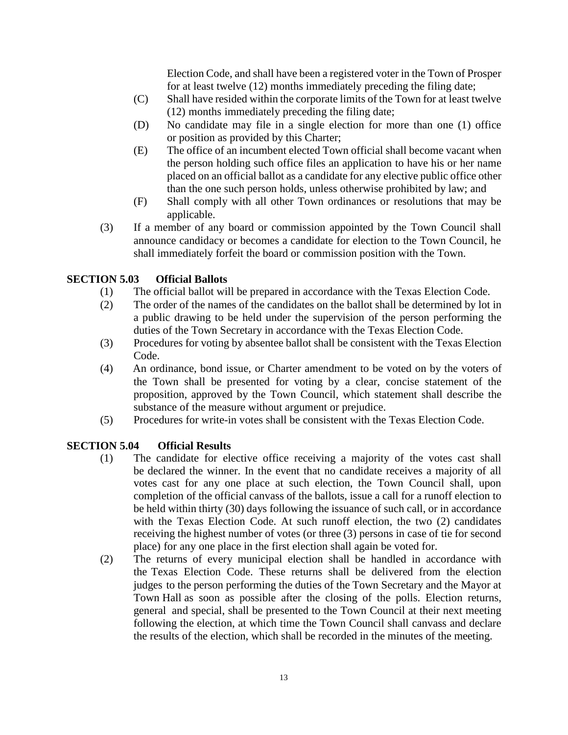Election Code, and shall have been a registered voter in the Town of Prosper for at least twelve (12) months immediately preceding the filing date;

(C) Shall have resided within the corporate limits of the Town for at least twelve (12) months immediately preceding the filing date;

(D) No candidate may file in a single election for more than one (1) office or position as provided by this Charter;

(E) The office of an incumbent elected Town official shall become vacant when the person holding such office files an application to have his or her name placed on an official ballot as a candidate for any elective public office other than the one such person holds, unless otherwise prohibited by law; and

(F) Shall comply with all other Town ordinances or resolutions that may be applicable.

(3) If a member of any board or commission appointed by the Town Council shall announce candidacy or becomes a candidate for election to the Town Council, he shall immediately forfeit the board or commission position with the Town.

## SECTION 5.03 Official Ballots

(1) The official ballot will be prepared in accordance with the Texas Election Code.

(2) The order of the names of the candidates on the ballot shall be determined by lot in a public drawing to be held under the supervision of the person performing the duties of the Town Secretary in accordance with the Texas Election Code.

(3) Procedures for voting by absentee ballot shall be consistent with the Texas Election Code.

(4) An ordinance, bond issue, or Charter amendment to be voted on by the voters of the Town shall be presented for voting by a clear, concise statement of the proposition, approved by the Town Council, which statement shall describe the substance of the measure without argument or prejudice.

(5) Procedures for write-in votes shall be consistent with the Texas Election Code.

## SECTION 5.04 Official Results

(1) The candidate for elective office receiving a majority of the votes cast shall be declared the winner. In the event that no candidate receives a majority of all votes cast for any one place at such election, the Town Council shall, upon completion of the official canvass of the ballots, issue a call for a runoff election to be held within thirty (30) days following the issuance of such call, or in accordance with the Texas Election Code. At such runoff election, the two (2) candidates receiving the highest number of votes (or three (3) persons in case of tie for second place) for any one place in the first election shall again be voted for.

(2) The returns of every municipal election shall be handled in accordance with the Texas Election Code. These returns shall be delivered from the election judges to the person performing the duties of the Town Secretary and the Mayor at Town Hall as soon as possible after the closing of the polls. Election returns, general and special, shall be presented to the Town Council at their next meeting following the election, at which time the Town Council shall canvass and declare the results of the election, which shall be recorded in the minutes of the meeting.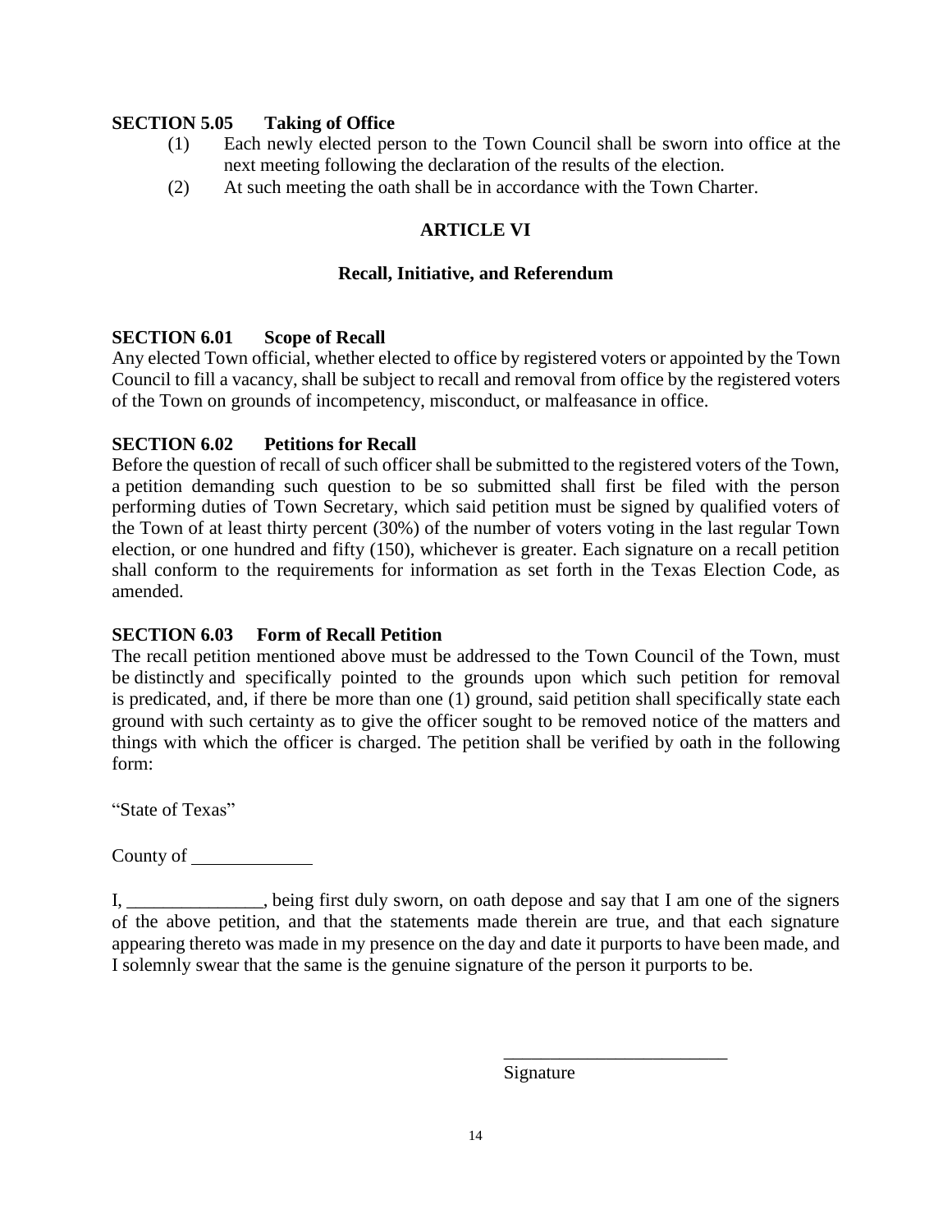**SECTION 5.05 Taking of Office**

(1) Each newly elected person to the Town Council shall be sworn into office at the next meeting following the declaration of the results of the election.

(2) At such meeting the oath shall be in accordance with the Town Charter.

## ARTICLE VI

### Recall, Initiative, and Referendum

**SECTION 6.01 Scope of Recall**

Any elected Town official, whether elected to office by registered voters or appointed by the Town Council to fill a vacancy, shall be subject to recall and removal from office by the registered voters of the Town on grounds of incompetency, misconduct, or malfeasance in office.

**SECTION 6.02 Petitions for Recall**

Before the question of recall of such officer shall be submitted to the registered voters of the Town, a petition demanding such question to be so submitted shall first be filed with the person performing duties of Town Secretary, which said petition must be signed by qualified voters of the Town of at least thirty percent (30%) of the number of voters voting in the last regular Town election, or one hundred and fifty (150), whichever is greater. Each signature on a recall petition shall conform to the requirements for information as set forth in the Texas Election Code, as amended.

**SECTION 6.03 Form of Recall Petition**

The recall petition mentioned above must be addressed to the Town Council of the Town, must be distinctly and specifically pointed to the grounds upon which such petition for removal is predicated, and, if there be more than one (1) ground, said petition shall specifically state each ground with such certainty as to give the officer sought to be removed notice of the matters and things with which the officer is charged. The petition shall be verified by oath in the following form:

"State of Texas"

County of _____________

I, _______________, being first duly sworn, on oath depose and say that I am one of the signers of the above petition, and that the statements made therein are true, and that each signature appearing thereto was made in my presence on the day and date it purports to have been made, and I solemnly swear that the same is the genuine signature of the person it purports to be.

_________________________
Signature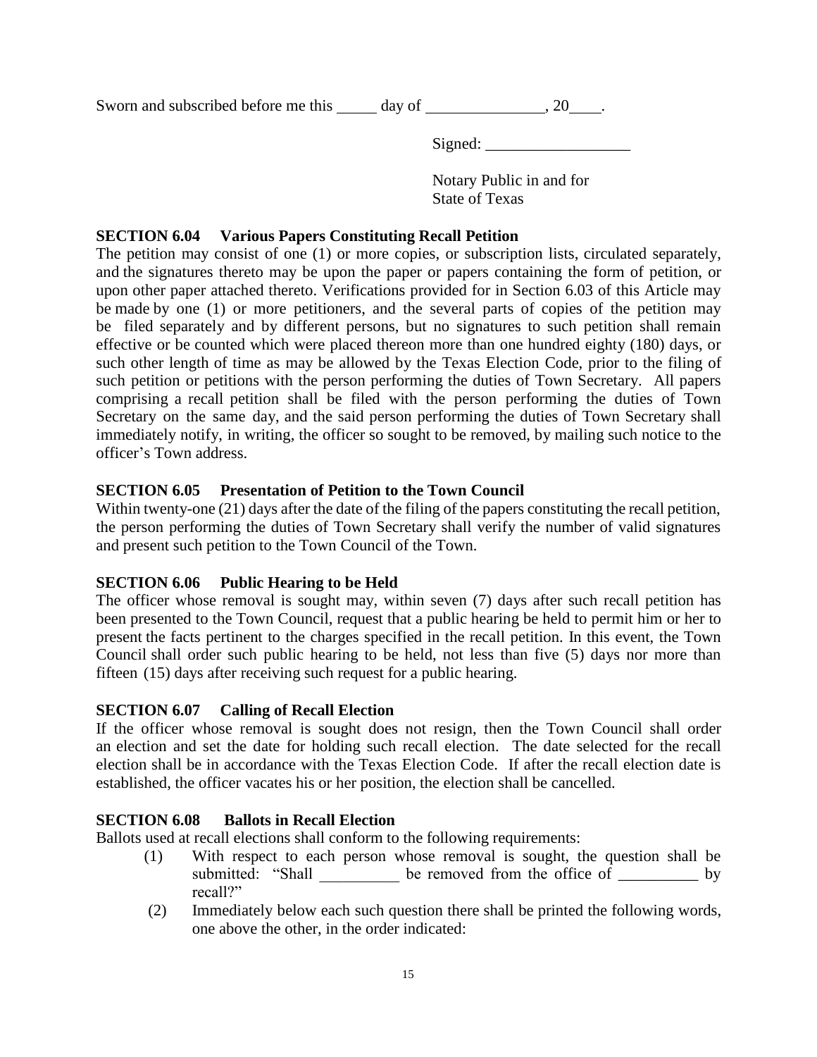Sworn and subscribed before me this _____ day of _______________, 20____.

Signed: __________________

Notary Public in and for
State of Texas

**SECTION 6.04 Various Papers Constituting Recall Petition**

The petition may consist of one (1) or more copies, or subscription lists, circulated separately, and the signatures thereto may be upon the paper or papers containing the form of petition, or upon other paper attached thereto. Verifications provided for in Section 6.03 of this Article may be made by one (1) or more petitioners, and the several parts of copies of the petition may be filed separately and by different persons, but no signatures to such petition shall remain effective or be counted which were placed thereon more than one hundred eighty (180) days, or such other length of time as may be allowed by the Texas Election Code, prior to the filing of such petition or petitions with the person performing the duties of Town Secretary. All papers comprising a recall petition shall be filed with the person performing the duties of Town Secretary on the same day, and the said person performing the duties of Town Secretary shall immediately notify, in writing, the officer so sought to be removed, by mailing such notice to the officer's Town address.

**SECTION 6.05 Presentation of Petition to the Town Council**

Within twenty-one (21) days after the date of the filing of the papers constituting the recall petition, the person performing the duties of Town Secretary shall verify the number of valid signatures and present such petition to the Town Council of the Town.

**SECTION 6.06 Public Hearing to be Held**

The officer whose removal is sought may, within seven (7) days after such recall petition has been presented to the Town Council, request that a public hearing be held to permit him or her to present the facts pertinent to the charges specified in the recall petition. In this event, the Town Council shall order such public hearing to be held, not less than five (5) days nor more than fifteen (15) days after receiving such request for a public hearing.

**SECTION 6.07 Calling of Recall Election**

If the officer whose removal is sought does not resign, then the Town Council shall order an election and set the date for holding such recall election. The date selected for the recall election shall be in accordance with the Texas Election Code. If after the recall election date is established, the officer vacates his or her position, the election shall be cancelled.

**SECTION 6.08 Ballots in Recall Election**

Ballots used at recall elections shall conform to the following requirements:

(1) With respect to each person whose removal is sought, the question shall be submitted: "Shall __________ be removed from the office of __________ by recall?"

(2) Immediately below each such question there shall be printed the following words, one above the other, in the order indicated: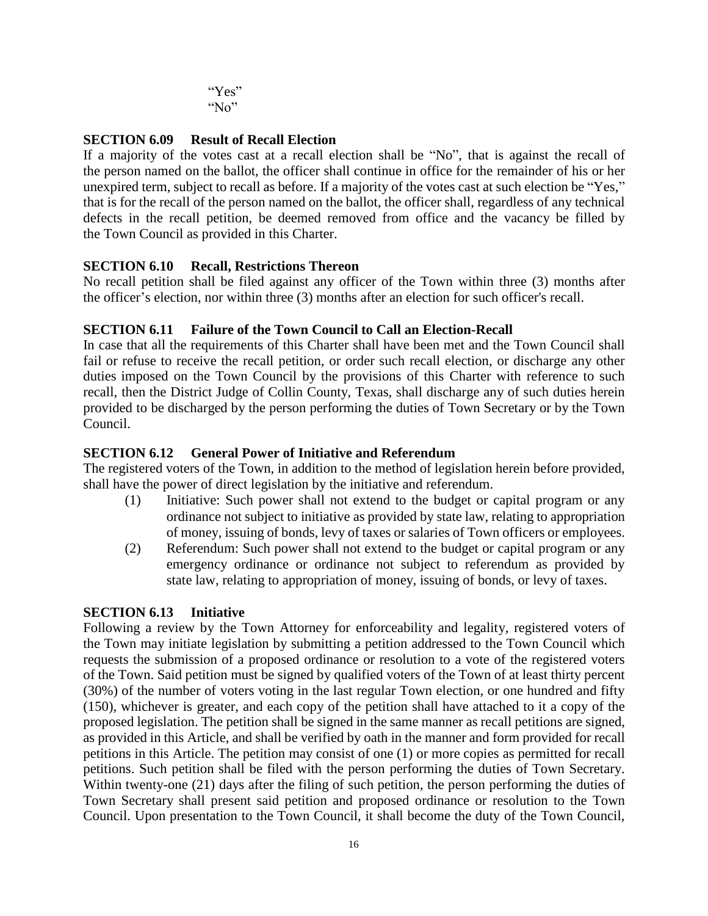"Yes"
"No"

### SECTION 6.09 Result of Recall Election

If a majority of the votes cast at a recall election shall be "No", that is against the recall of the person named on the ballot, the officer shall continue in office for the remainder of his or her unexpired term, subject to recall as before. If a majority of the votes cast at such election be "Yes," that is for the recall of the person named on the ballot, the officer shall, regardless of any technical defects in the recall petition, be deemed removed from office and the vacancy be filled by the Town Council as provided in this Charter.

### SECTION 6.10 Recall, Restrictions Thereon

No recall petition shall be filed against any officer of the Town within three (3) months after the officer's election, nor within three (3) months after an election for such officer's recall.

### SECTION 6.11 Failure of the Town Council to Call an Election-Recall

In case that all the requirements of this Charter shall have been met and the Town Council shall fail or refuse to receive the recall petition, or order such recall election, or discharge any other duties imposed on the Town Council by the provisions of this Charter with reference to such recall, then the District Judge of Collin County, Texas, shall discharge any of such duties herein provided to be discharged by the person performing the duties of Town Secretary or by the Town Council.

### SECTION 6.12 General Power of Initiative and Referendum

The registered voters of the Town, in addition to the method of legislation herein before provided, shall have the power of direct legislation by the initiative and referendum.

(1) Initiative: Such power shall not extend to the budget or capital program or any ordinance not subject to initiative as provided by state law, relating to appropriation of money, issuing of bonds, levy of taxes or salaries of Town officers or employees.

(2) Referendum: Such power shall not extend to the budget or capital program or any emergency ordinance or ordinance not subject to referendum as provided by state law, relating to appropriation of money, issuing of bonds, or levy of taxes.

### SECTION 6.13 Initiative

Following a review by the Town Attorney for enforceability and legality, registered voters of the Town may initiate legislation by submitting a petition addressed to the Town Council which requests the submission of a proposed ordinance or resolution to a vote of the registered voters of the Town. Said petition must be signed by qualified voters of the Town of at least thirty percent (30%) of the number of voters voting in the last regular Town election, or one hundred and fifty (150), whichever is greater, and each copy of the petition shall have attached to it a copy of the proposed legislation. The petition shall be signed in the same manner as recall petitions are signed, as provided in this Article, and shall be verified by oath in the manner and form provided for recall petitions in this Article. The petition may consist of one (1) or more copies as permitted for recall petitions. Such petition shall be filed with the person performing the duties of Town Secretary. Within twenty-one (21) days after the filing of such petition, the person performing the duties of Town Secretary shall present said petition and proposed ordinance or resolution to the Town Council. Upon presentation to the Town Council, it shall become the duty of the Town Council,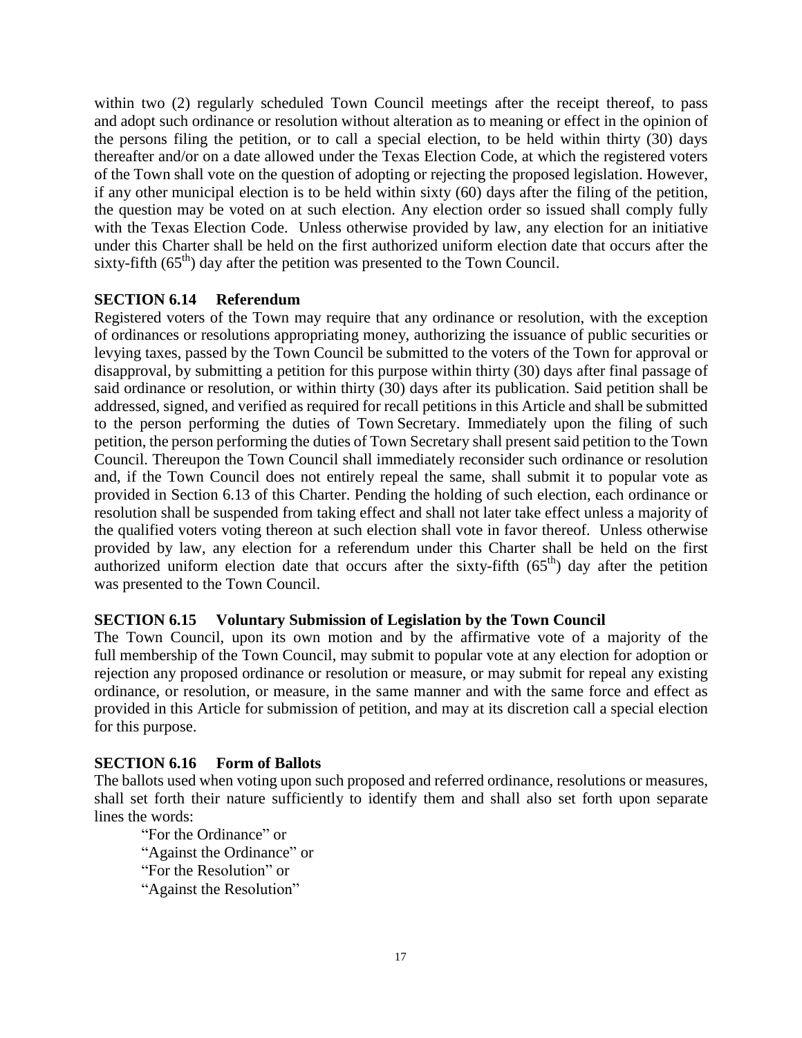within two (2) regularly scheduled Town Council meetings after the receipt thereof, to pass and adopt such ordinance or resolution without alteration as to meaning or effect in the opinion of the persons filing the petition, or to call a special election, to be held within thirty (30) days thereafter and/or on a date allowed under the Texas Election Code, at which the registered voters of the Town shall vote on the question of adopting or rejecting the proposed legislation. However, if any other municipal election is to be held within sixty (60) days after the filing of the petition, the question may be voted on at such election. Any election order so issued shall comply fully with the Texas Election Code. Unless otherwise provided by law, any election for an initiative under this Charter shall be held on the first authorized uniform election date that occurs after the sixty-fifth (65th) day after the petition was presented to the Town Council.

### SECTION 6.14 Referendum

Registered voters of the Town may require that any ordinance or resolution, with the exception of ordinances or resolutions appropriating money, authorizing the issuance of public securities or levying taxes, passed by the Town Council be submitted to the voters of the Town for approval or disapproval, by submitting a petition for this purpose within thirty (30) days after final passage of said ordinance or resolution, or within thirty (30) days after its publication. Said petition shall be addressed, signed, and verified as required for recall petitions in this Article and shall be submitted to the person performing the duties of Town Secretary. Immediately upon the filing of such petition, the person performing the duties of Town Secretary shall present said petition to the Town Council. Thereupon the Town Council shall immediately reconsider such ordinance or resolution and, if the Town Council does not entirely repeal the same, shall submit it to popular vote as provided in Section 6.13 of this Charter. Pending the holding of such election, each ordinance or resolution shall be suspended from taking effect and shall not later take effect unless a majority of the qualified voters voting thereon at such election shall vote in favor thereof. Unless otherwise provided by law, any election for a referendum under this Charter shall be held on the first authorized uniform election date that occurs after the sixty-fifth (65th) day after the petition was presented to the Town Council.

### SECTION 6.15 Voluntary Submission of Legislation by the Town Council

The Town Council, upon its own motion and by the affirmative vote of a majority of the full membership of the Town Council, may submit to popular vote at any election for adoption or rejection any proposed ordinance or resolution or measure, or may submit for repeal any existing ordinance, or resolution, or measure, in the same manner and with the same force and effect as provided in this Article for submission of petition, and may at its discretion call a special election for this purpose.

### SECTION 6.16 Form of Ballots

The ballots used when voting upon such proposed and referred ordinance, resolutions or measures, shall set forth their nature sufficiently to identify them and shall also set forth upon separate lines the words:

"For the Ordinance" or
"Against the Ordinance" or
"For the Resolution" or
"Against the Resolution"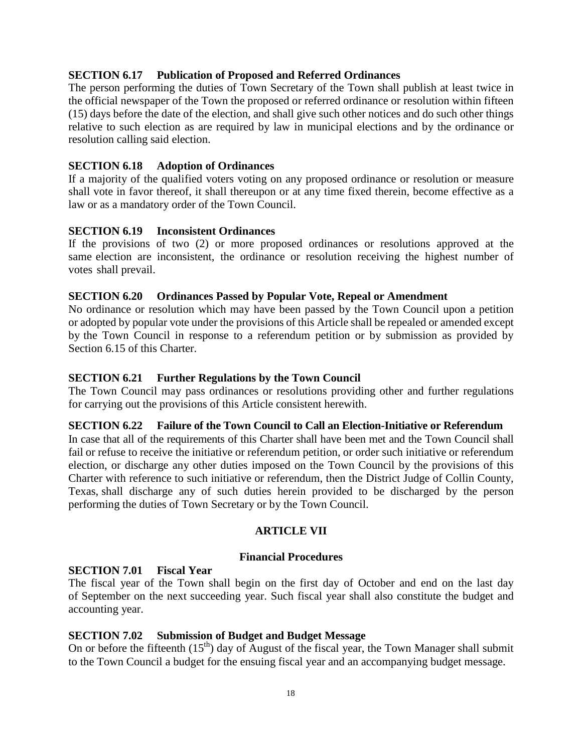### SECTION 6.17 Publication of Proposed and Referred Ordinances

The person performing the duties of Town Secretary of the Town shall publish at least twice in the official newspaper of the Town the proposed or referred ordinance or resolution within fifteen (15) days before the date of the election, and shall give such other notices and do such other things relative to such election as are required by law in municipal elections and by the ordinance or resolution calling said election.

### SECTION 6.18 Adoption of Ordinances

If a majority of the qualified voters voting on any proposed ordinance or resolution or measure shall vote in favor thereof, it shall thereupon or at any time fixed therein, become effective as a law or as a mandatory order of the Town Council.

### SECTION 6.19 Inconsistent Ordinances

If the provisions of two (2) or more proposed ordinances or resolutions approved at the same election are inconsistent, the ordinance or resolution receiving the highest number of votes shall prevail.

### SECTION 6.20 Ordinances Passed by Popular Vote, Repeal or Amendment

No ordinance or resolution which may have been passed by the Town Council upon a petition or adopted by popular vote under the provisions of this Article shall be repealed or amended except by the Town Council in response to a referendum petition or by submission as provided by Section 6.15 of this Charter.

### SECTION 6.21 Further Regulations by the Town Council

The Town Council may pass ordinances or resolutions providing other and further regulations for carrying out the provisions of this Article consistent herewith.

### SECTION 6.22 Failure of the Town Council to Call an Election-Initiative or Referendum

In case that all of the requirements of this Charter shall have been met and the Town Council shall fail or refuse to receive the initiative or referendum petition, or order such initiative or referendum election, or discharge any other duties imposed on the Town Council by the provisions of this Charter with reference to such initiative or referendum, then the District Judge of Collin County, Texas, shall discharge any of such duties herein provided to be discharged by the person performing the duties of Town Secretary or by the Town Council.

## ARTICLE VII

## Financial Procedures

### SECTION 7.01 Fiscal Year

The fiscal year of the Town shall begin on the first day of October and end on the last day of September on the next succeeding year. Such fiscal year shall also constitute the budget and accounting year.

### SECTION 7.02 Submission of Budget and Budget Message

On or before the fifteenth (15th) day of August of the fiscal year, the Town Manager shall submit to the Town Council a budget for the ensuing fiscal year and an accompanying budget message.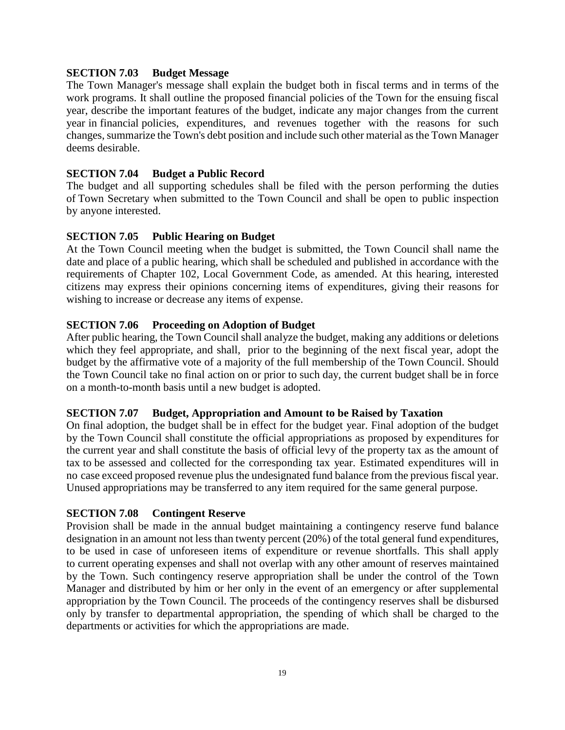### SECTION 7.03 Budget Message

The Town Manager's message shall explain the budget both in fiscal terms and in terms of the work programs. It shall outline the proposed financial policies of the Town for the ensuing fiscal year, describe the important features of the budget, indicate any major changes from the current year in financial policies, expenditures, and revenues together with the reasons for such changes, summarize the Town's debt position and include such other material as the Town Manager deems desirable.

### SECTION 7.04 Budget a Public Record

The budget and all supporting schedules shall be filed with the person performing the duties of Town Secretary when submitted to the Town Council and shall be open to public inspection by anyone interested.

### SECTION 7.05 Public Hearing on Budget

At the Town Council meeting when the budget is submitted, the Town Council shall name the date and place of a public hearing, which shall be scheduled and published in accordance with the requirements of Chapter 102, Local Government Code, as amended. At this hearing, interested citizens may express their opinions concerning items of expenditures, giving their reasons for wishing to increase or decrease any items of expense.

### SECTION 7.06 Proceeding on Adoption of Budget

After public hearing, the Town Council shall analyze the budget, making any additions or deletions which they feel appropriate, and shall, prior to the beginning of the next fiscal year, adopt the budget by the affirmative vote of a majority of the full membership of the Town Council. Should the Town Council take no final action on or prior to such day, the current budget shall be in force on a month-to-month basis until a new budget is adopted.

### SECTION 7.07 Budget, Appropriation and Amount to be Raised by Taxation

On final adoption, the budget shall be in effect for the budget year. Final adoption of the budget by the Town Council shall constitute the official appropriations as proposed by expenditures for the current year and shall constitute the basis of official levy of the property tax as the amount of tax to be assessed and collected for the corresponding tax year. Estimated expenditures will in no case exceed proposed revenue plus the undesignated fund balance from the previous fiscal year. Unused appropriations may be transferred to any item required for the same general purpose.

### SECTION 7.08 Contingent Reserve

Provision shall be made in the annual budget maintaining a contingency reserve fund balance designation in an amount not less than twenty percent (20%) of the total general fund expenditures, to be used in case of unforeseen items of expenditure or revenue shortfalls. This shall apply to current operating expenses and shall not overlap with any other amount of reserves maintained by the Town. Such contingency reserve appropriation shall be under the control of the Town Manager and distributed by him or her only in the event of an emergency or after supplemental appropriation by the Town Council. The proceeds of the contingency reserves shall be disbursed only by transfer to departmental appropriation, the spending of which shall be charged to the departments or activities for which the appropriations are made.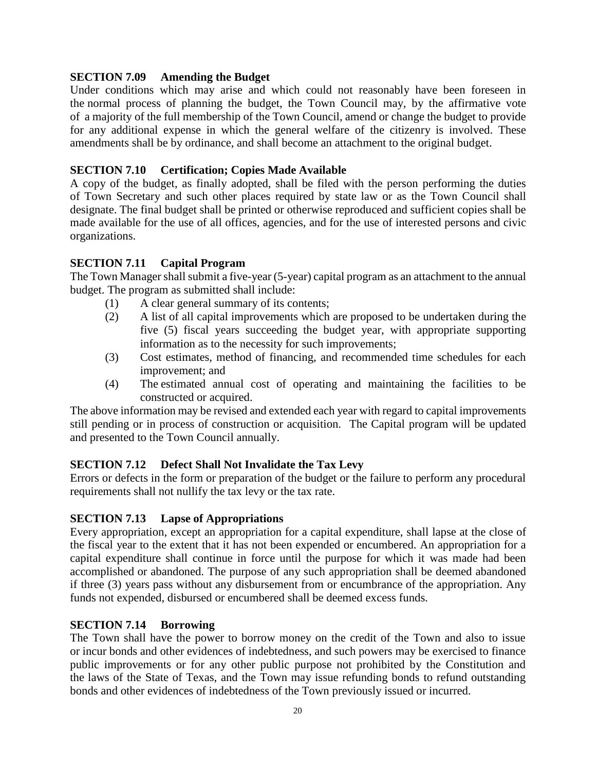### SECTION 7.09 Amending the Budget

Under conditions which may arise and which could not reasonably have been foreseen in the normal process of planning the budget, the Town Council may, by the affirmative vote of a majority of the full membership of the Town Council, amend or change the budget to provide for any additional expense in which the general welfare of the citizenry is involved. These amendments shall be by ordinance, and shall become an attachment to the original budget.

### SECTION 7.10 Certification; Copies Made Available

A copy of the budget, as finally adopted, shall be filed with the person performing the duties of Town Secretary and such other places required by state law or as the Town Council shall designate. The final budget shall be printed or otherwise reproduced and sufficient copies shall be made available for the use of all offices, agencies, and for the use of interested persons and civic organizations.

### SECTION 7.11 Capital Program

The Town Manager shall submit a five-year (5-year) capital program as an attachment to the annual budget. The program as submitted shall include:

(1) A clear general summary of its contents;

(2) A list of all capital improvements which are proposed to be undertaken during the five (5) fiscal years succeeding the budget year, with appropriate supporting information as to the necessity for such improvements;

(3) Cost estimates, method of financing, and recommended time schedules for each improvement; and

(4) The estimated annual cost of operating and maintaining the facilities to be constructed or acquired.

The above information may be revised and extended each year with regard to capital improvements still pending or in process of construction or acquisition. The Capital program will be updated and presented to the Town Council annually.

### SECTION 7.12 Defect Shall Not Invalidate the Tax Levy

Errors or defects in the form or preparation of the budget or the failure to perform any procedural requirements shall not nullify the tax levy or the tax rate.

### SECTION 7.13 Lapse of Appropriations

Every appropriation, except an appropriation for a capital expenditure, shall lapse at the close of the fiscal year to the extent that it has not been expended or encumbered. An appropriation for a capital expenditure shall continue in force until the purpose for which it was made had been accomplished or abandoned. The purpose of any such appropriation shall be deemed abandoned if three (3) years pass without any disbursement from or encumbrance of the appropriation. Any funds not expended, disbursed or encumbered shall be deemed excess funds.

### SECTION 7.14 Borrowing

The Town shall have the power to borrow money on the credit of the Town and also to issue or incur bonds and other evidences of indebtedness, and such powers may be exercised to finance public improvements or for any other public purpose not prohibited by the Constitution and the laws of the State of Texas, and the Town may issue refunding bonds to refund outstanding bonds and other evidences of indebtedness of the Town previously issued or incurred.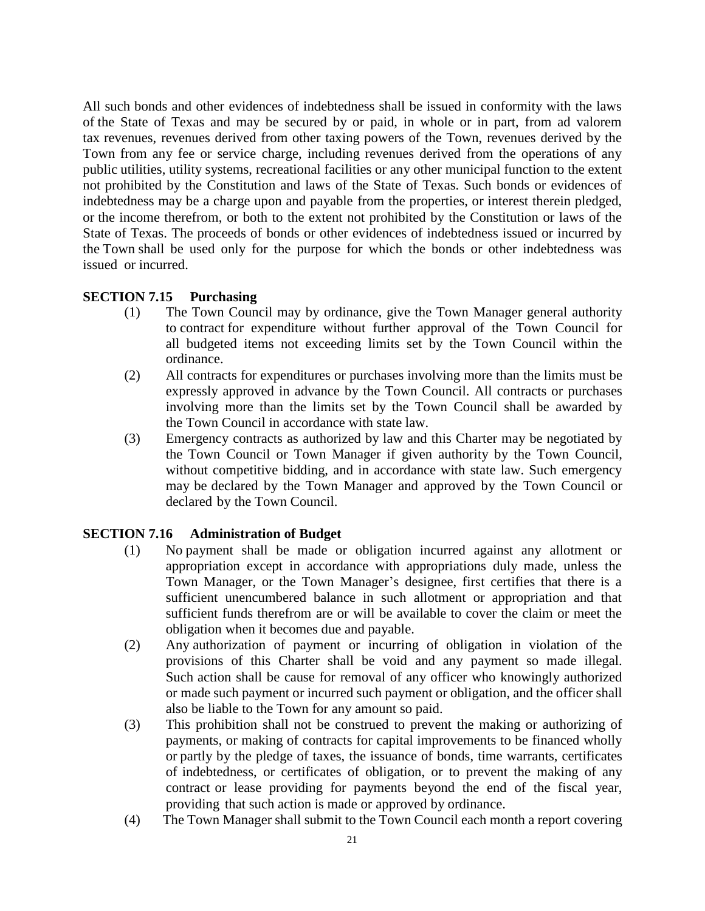All such bonds and other evidences of indebtedness shall be issued in conformity with the laws of the State of Texas and may be secured by or paid, in whole or in part, from ad valorem tax revenues, revenues derived from other taxing powers of the Town, revenues derived by the Town from any fee or service charge, including revenues derived from the operations of any public utilities, utility systems, recreational facilities or any other municipal function to the extent not prohibited by the Constitution and laws of the State of Texas. Such bonds or evidences of indebtedness may be a charge upon and payable from the properties, or interest therein pledged, or the income therefrom, or both to the extent not prohibited by the Constitution or laws of the State of Texas. The proceeds of bonds or other evidences of indebtedness issued or incurred by the Town shall be used only for the purpose for which the bonds or other indebtedness was issued or incurred.

**SECTION 7.15 Purchasing**

(1) The Town Council may by ordinance, give the Town Manager general authority to contract for expenditure without further approval of the Town Council for all budgeted items not exceeding limits set by the Town Council within the ordinance.

(2) All contracts for expenditures or purchases involving more than the limits must be expressly approved in advance by the Town Council. All contracts or purchases involving more than the limits set by the Town Council shall be awarded by the Town Council in accordance with state law.

(3) Emergency contracts as authorized by law and this Charter may be negotiated by the Town Council or Town Manager if given authority by the Town Council, without competitive bidding, and in accordance with state law. Such emergency may be declared by the Town Manager and approved by the Town Council or declared by the Town Council.

**SECTION 7.16 Administration of Budget**

(1) No payment shall be made or obligation incurred against any allotment or appropriation except in accordance with appropriations duly made, unless the Town Manager, or the Town Manager's designee, first certifies that there is a sufficient unencumbered balance in such allotment or appropriation and that sufficient funds therefrom are or will be available to cover the claim or meet the obligation when it becomes due and payable.

(2) Any authorization of payment or incurring of obligation in violation of the provisions of this Charter shall be void and any payment so made illegal. Such action shall be cause for removal of any officer who knowingly authorized or made such payment or incurred such payment or obligation, and the officer shall also be liable to the Town for any amount so paid.

(3) This prohibition shall not be construed to prevent the making or authorizing of payments, or making of contracts for capital improvements to be financed wholly or partly by the pledge of taxes, the issuance of bonds, time warrants, certificates of indebtedness, or certificates of obligation, or to prevent the making of any contract or lease providing for payments beyond the end of the fiscal year, providing that such action is made or approved by ordinance.

(4) The Town Manager shall submit to the Town Council each month a report covering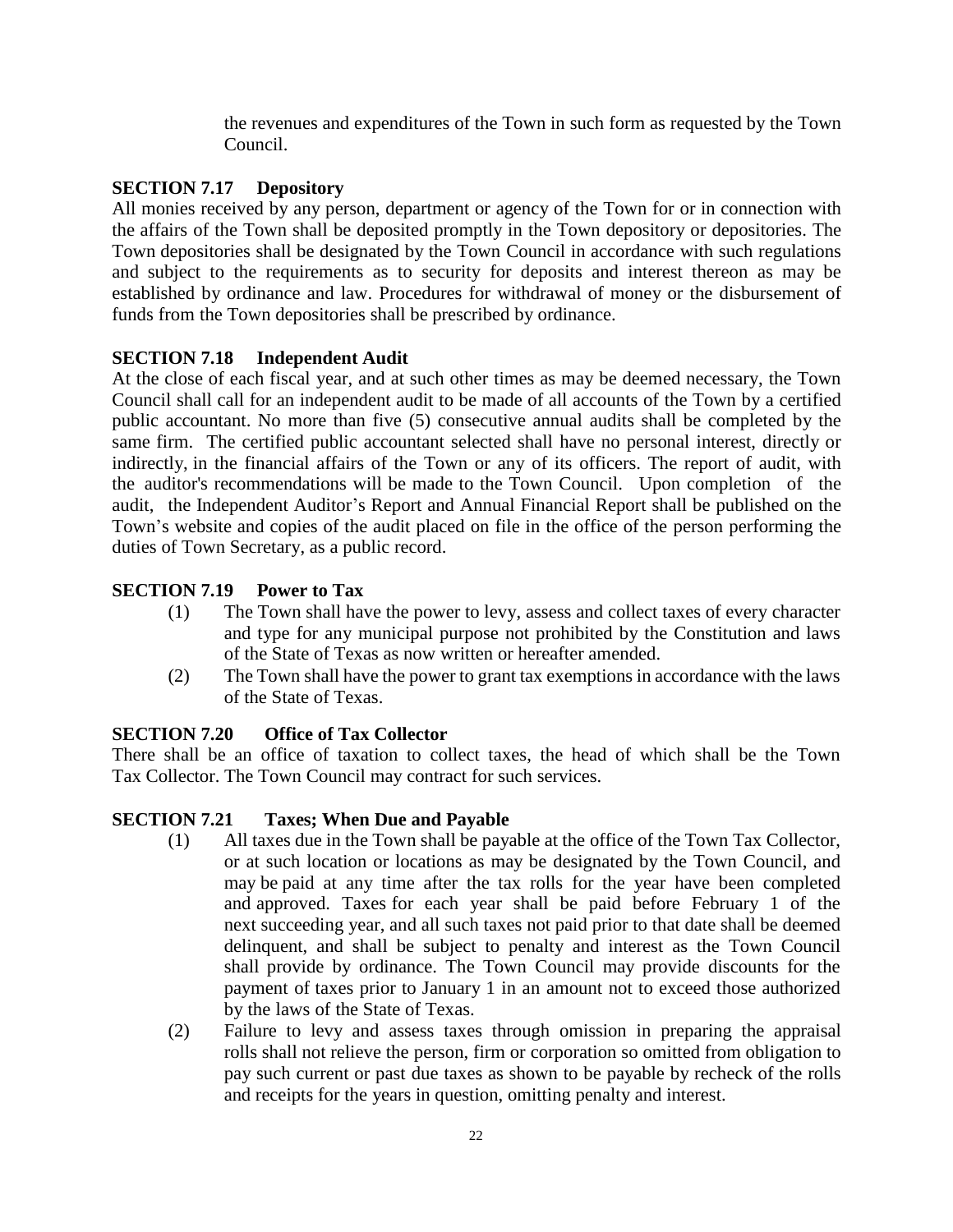the revenues and expenditures of the Town in such form as requested by the Town Council.

### SECTION 7.17 Depository

All monies received by any person, department or agency of the Town for or in connection with the affairs of the Town shall be deposited promptly in the Town depository or depositories. The Town depositories shall be designated by the Town Council in accordance with such regulations and subject to the requirements as to security for deposits and interest thereon as may be established by ordinance and law. Procedures for withdrawal of money or the disbursement of funds from the Town depositories shall be prescribed by ordinance.

### SECTION 7.18 Independent Audit

At the close of each fiscal year, and at such other times as may be deemed necessary, the Town Council shall call for an independent audit to be made of all accounts of the Town by a certified public accountant. No more than five (5) consecutive annual audits shall be completed by the same firm. The certified public accountant selected shall have no personal interest, directly or indirectly, in the financial affairs of the Town or any of its officers. The report of audit, with the auditor's recommendations will be made to the Town Council. Upon completion of the audit, the Independent Auditor's Report and Annual Financial Report shall be published on the Town's website and copies of the audit placed on file in the office of the person performing the duties of Town Secretary, as a public record.

### SECTION 7.19 Power to Tax

(1) The Town shall have the power to levy, assess and collect taxes of every character and type for any municipal purpose not prohibited by the Constitution and laws of the State of Texas as now written or hereafter amended.

(2) The Town shall have the power to grant tax exemptions in accordance with the laws of the State of Texas.

### SECTION 7.20 Office of Tax Collector

There shall be an office of taxation to collect taxes, the head of which shall be the Town Tax Collector. The Town Council may contract for such services.

### SECTION 7.21 Taxes; When Due and Payable

(1) All taxes due in the Town shall be payable at the office of the Town Tax Collector, or at such location or locations as may be designated by the Town Council, and may be paid at any time after the tax rolls for the year have been completed and approved. Taxes for each year shall be paid before February 1 of the next succeeding year, and all such taxes not paid prior to that date shall be deemed delinquent, and shall be subject to penalty and interest as the Town Council shall provide by ordinance. The Town Council may provide discounts for the payment of taxes prior to January 1 in an amount not to exceed those authorized by the laws of the State of Texas.

(2) Failure to levy and assess taxes through omission in preparing the appraisal rolls shall not relieve the person, firm or corporation so omitted from obligation to pay such current or past due taxes as shown to be payable by recheck of the rolls and receipts for the years in question, omitting penalty and interest.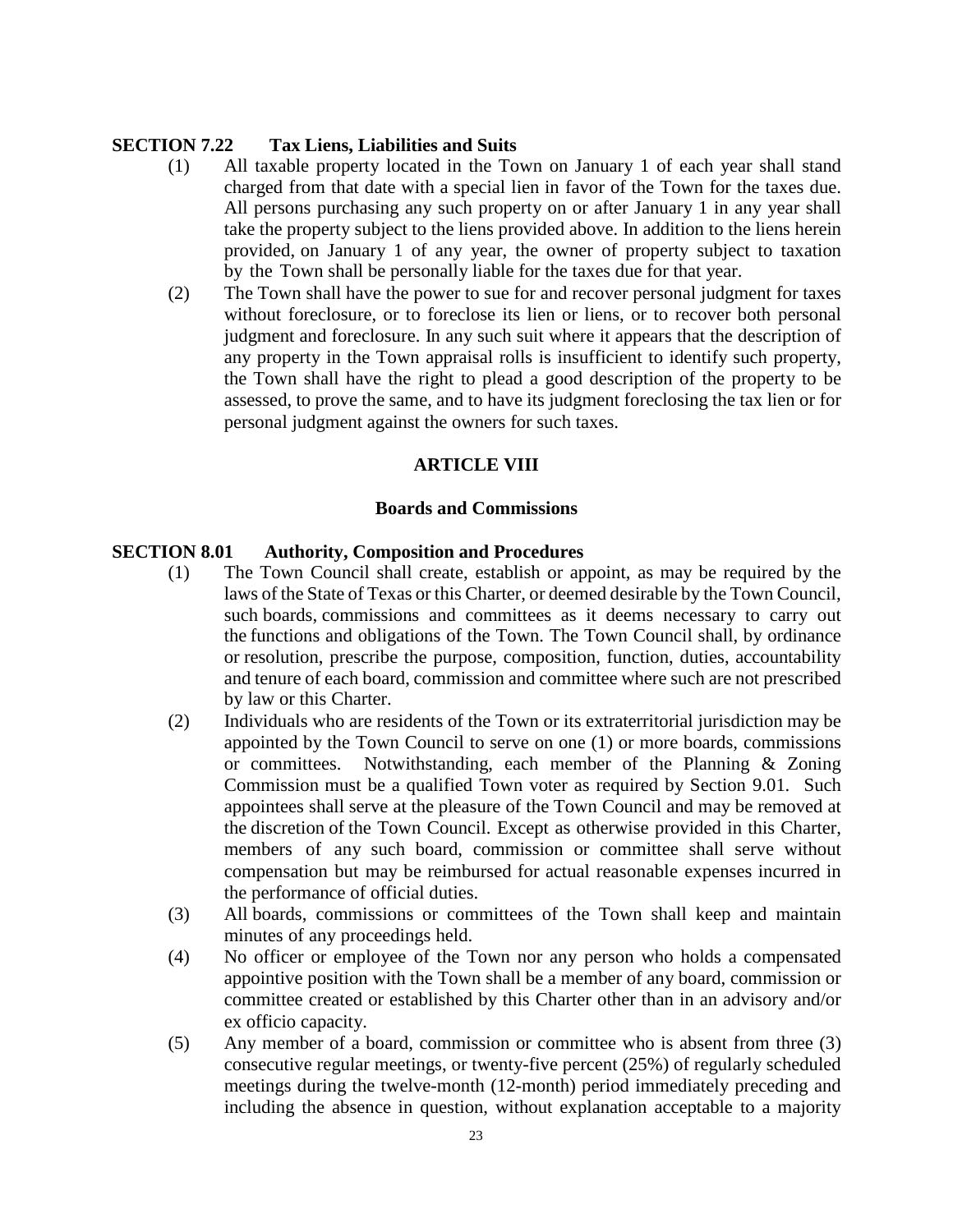### SECTION 7.22 Tax Liens, Liabilities and Suits

(1) All taxable property located in the Town on January 1 of each year shall stand charged from that date with a special lien in favor of the Town for the taxes due. All persons purchasing any such property on or after January 1 in any year shall take the property subject to the liens provided above. In addition to the liens herein provided, on January 1 of any year, the owner of property subject to taxation by the Town shall be personally liable for the taxes due for that year.

(2) The Town shall have the power to sue for and recover personal judgment for taxes without foreclosure, or to foreclose its lien or liens, or to recover both personal judgment and foreclosure. In any such suit where it appears that the description of any property in the Town appraisal rolls is insufficient to identify such property, the Town shall have the right to plead a good description of the property to be assessed, to prove the same, and to have its judgment foreclosing the tax lien or for personal judgment against the owners for such taxes.

## ARTICLE VIII

## Boards and Commissions

### SECTION 8.01 Authority, Composition and Procedures

(1) The Town Council shall create, establish or appoint, as may be required by the laws of the State of Texas or this Charter, or deemed desirable by the Town Council, such boards, commissions and committees as it deems necessary to carry out the functions and obligations of the Town. The Town Council shall, by ordinance or resolution, prescribe the purpose, composition, function, duties, accountability and tenure of each board, commission and committee where such are not prescribed by law or this Charter.

(2) Individuals who are residents of the Town or its extraterritorial jurisdiction may be appointed by the Town Council to serve on one (1) or more boards, commissions or committees. Notwithstanding, each member of the Planning & Zoning Commission must be a qualified Town voter as required by Section 9.01. Such appointees shall serve at the pleasure of the Town Council and may be removed at the discretion of the Town Council. Except as otherwise provided in this Charter, members of any such board, commission or committee shall serve without compensation but may be reimbursed for actual reasonable expenses incurred in the performance of official duties.

(3) All boards, commissions or committees of the Town shall keep and maintain minutes of any proceedings held.

(4) No officer or employee of the Town nor any person who holds a compensated appointive position with the Town shall be a member of any board, commission or committee created or established by this Charter other than in an advisory and/or ex officio capacity.

(5) Any member of a board, commission or committee who is absent from three (3) consecutive regular meetings, or twenty-five percent (25%) of regularly scheduled meetings during the twelve-month (12-month) period immediately preceding and including the absence in question, without explanation acceptable to a majority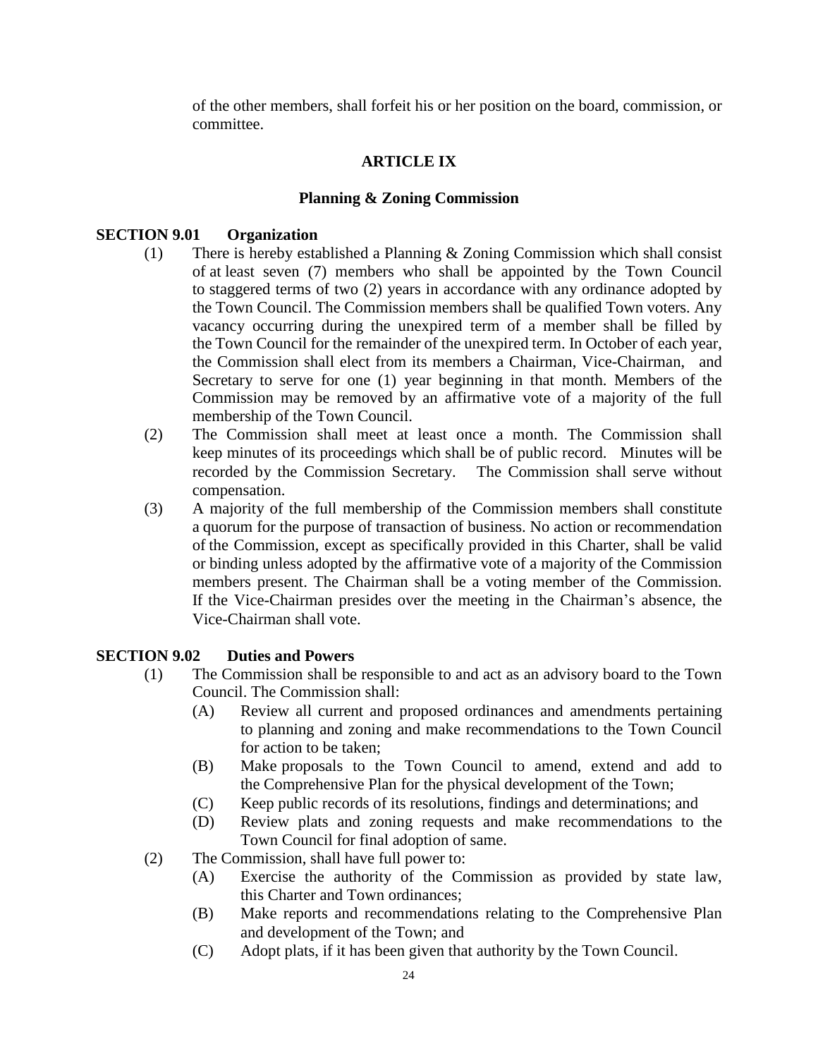of the other members, shall forfeit his or her position on the board, commission, or committee.

## ARTICLE IX

## Planning & Zoning Commission

### SECTION 9.01 Organization

(1) There is hereby established a Planning & Zoning Commission which shall consist of at least seven (7) members who shall be appointed by the Town Council to staggered terms of two (2) years in accordance with any ordinance adopted by the Town Council. The Commission members shall be qualified Town voters. Any vacancy occurring during the unexpired term of a member shall be filled by the Town Council for the remainder of the unexpired term. In October of each year, the Commission shall elect from its members a Chairman, Vice-Chairman, and Secretary to serve for one (1) year beginning in that month. Members of the Commission may be removed by an affirmative vote of a majority of the full membership of the Town Council.

(2) The Commission shall meet at least once a month. The Commission shall keep minutes of its proceedings which shall be of public record. Minutes will be recorded by the Commission Secretary. The Commission shall serve without compensation.

(3) A majority of the full membership of the Commission members shall constitute a quorum for the purpose of transaction of business. No action or recommendation of the Commission, except as specifically provided in this Charter, shall be valid or binding unless adopted by the affirmative vote of a majority of the Commission members present. The Chairman shall be a voting member of the Commission. If the Vice-Chairman presides over the meeting in the Chairman's absence, the Vice-Chairman shall vote.

### SECTION 9.02 Duties and Powers

(1) The Commission shall be responsible to and act as an advisory board to the Town Council. The Commission shall:

  (A) Review all current and proposed ordinances and amendments pertaining to planning and zoning and make recommendations to the Town Council for action to be taken;

  (B) Make proposals to the Town Council to amend, extend and add to the Comprehensive Plan for the physical development of the Town;

  (C) Keep public records of its resolutions, findings and determinations; and

  (D) Review plats and zoning requests and make recommendations to the Town Council for final adoption of same.

(2) The Commission, shall have full power to:

  (A) Exercise the authority of the Commission as provided by state law, this Charter and Town ordinances;

  (B) Make reports and recommendations relating to the Comprehensive Plan and development of the Town; and

  (C) Adopt plats, if it has been given that authority by the Town Council.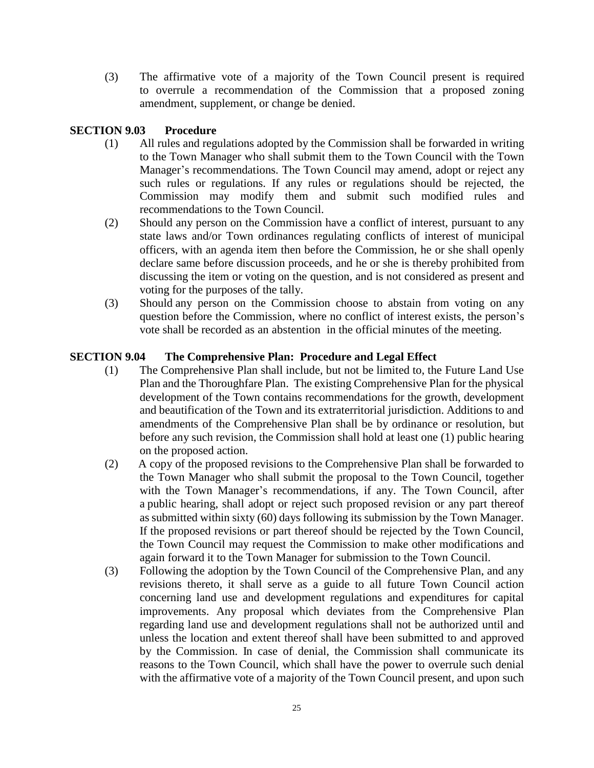(3) The affirmative vote of a majority of the Town Council present is required to overrule a recommendation of the Commission that a proposed zoning amendment, supplement, or change be denied.

**SECTION 9.03 Procedure**

(1) All rules and regulations adopted by the Commission shall be forwarded in writing to the Town Manager who shall submit them to the Town Council with the Town Manager's recommendations. The Town Council may amend, adopt or reject any such rules or regulations. If any rules or regulations should be rejected, the Commission may modify them and submit such modified rules and recommendations to the Town Council.

(2) Should any person on the Commission have a conflict of interest, pursuant to any state laws and/or Town ordinances regulating conflicts of interest of municipal officers, with an agenda item then before the Commission, he or she shall openly declare same before discussion proceeds, and he or she is thereby prohibited from discussing the item or voting on the question, and is not considered as present and voting for the purposes of the tally.

(3) Should any person on the Commission choose to abstain from voting on any question before the Commission, where no conflict of interest exists, the person's vote shall be recorded as an abstention in the official minutes of the meeting.

**SECTION 9.04 The Comprehensive Plan: Procedure and Legal Effect**

(1) The Comprehensive Plan shall include, but not be limited to, the Future Land Use Plan and the Thoroughfare Plan. The existing Comprehensive Plan for the physical development of the Town contains recommendations for the growth, development and beautification of the Town and its extraterritorial jurisdiction. Additions to and amendments of the Comprehensive Plan shall be by ordinance or resolution, but before any such revision, the Commission shall hold at least one (1) public hearing on the proposed action.

(2) A copy of the proposed revisions to the Comprehensive Plan shall be forwarded to the Town Manager who shall submit the proposal to the Town Council, together with the Town Manager's recommendations, if any. The Town Council, after a public hearing, shall adopt or reject such proposed revision or any part thereof as submitted within sixty (60) days following its submission by the Town Manager. If the proposed revisions or part thereof should be rejected by the Town Council, the Town Council may request the Commission to make other modifications and again forward it to the Town Manager for submission to the Town Council.

(3) Following the adoption by the Town Council of the Comprehensive Plan, and any revisions thereto, it shall serve as a guide to all future Town Council action concerning land use and development regulations and expenditures for capital improvements. Any proposal which deviates from the Comprehensive Plan regarding land use and development regulations shall not be authorized until and unless the location and extent thereof shall have been submitted to and approved by the Commission. In case of denial, the Commission shall communicate its reasons to the Town Council, which shall have the power to overrule such denial with the affirmative vote of a majority of the Town Council present, and upon such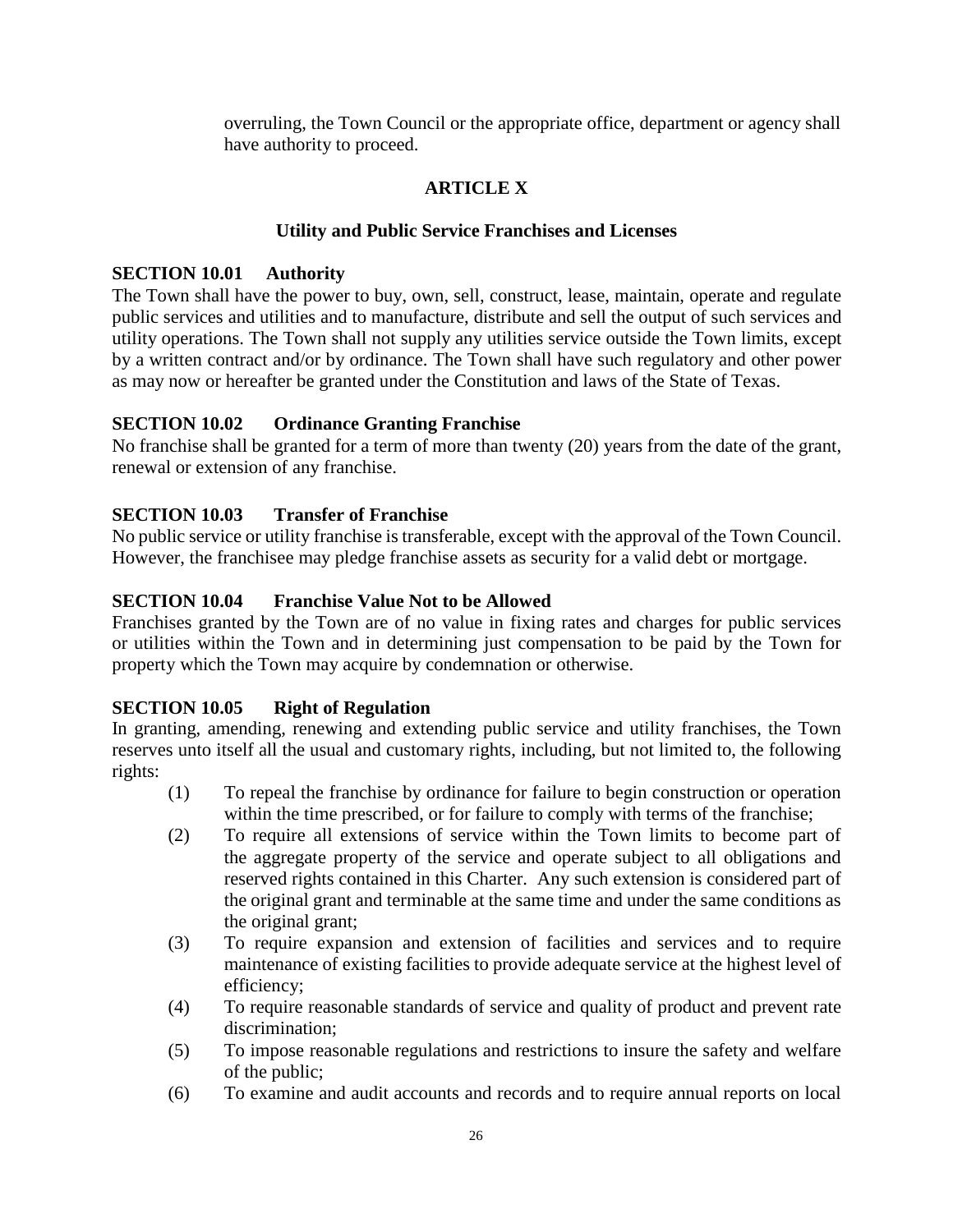overruling, the Town Council or the appropriate office, department or agency shall have authority to proceed.

## ARTICLE X

### Utility and Public Service Franchises and Licenses

**SECTION 10.01 Authority**

The Town shall have the power to buy, own, sell, construct, lease, maintain, operate and regulate public services and utilities and to manufacture, distribute and sell the output of such services and utility operations. The Town shall not supply any utilities service outside the Town limits, except by a written contract and/or by ordinance. The Town shall have such regulatory and other power as may now or hereafter be granted under the Constitution and laws of the State of Texas.

**SECTION 10.02 Ordinance Granting Franchise**

No franchise shall be granted for a term of more than twenty (20) years from the date of the grant, renewal or extension of any franchise.

**SECTION 10.03 Transfer of Franchise**

No public service or utility franchise is transferable, except with the approval of the Town Council. However, the franchisee may pledge franchise assets as security for a valid debt or mortgage.

**SECTION 10.04 Franchise Value Not to be Allowed**

Franchises granted by the Town are of no value in fixing rates and charges for public services or utilities within the Town and in determining just compensation to be paid by the Town for property which the Town may acquire by condemnation or otherwise.

**SECTION 10.05 Right of Regulation**

In granting, amending, renewing and extending public service and utility franchises, the Town reserves unto itself all the usual and customary rights, including, but not limited to, the following rights:

(1) To repeal the franchise by ordinance for failure to begin construction or operation within the time prescribed, or for failure to comply with terms of the franchise;

(2) To require all extensions of service within the Town limits to become part of the aggregate property of the service and operate subject to all obligations and reserved rights contained in this Charter. Any such extension is considered part of the original grant and terminable at the same time and under the same conditions as the original grant;

(3) To require expansion and extension of facilities and services and to require maintenance of existing facilities to provide adequate service at the highest level of efficiency;

(4) To require reasonable standards of service and quality of product and prevent rate discrimination;

(5) To impose reasonable regulations and restrictions to insure the safety and welfare of the public;

(6) To examine and audit accounts and records and to require annual reports on local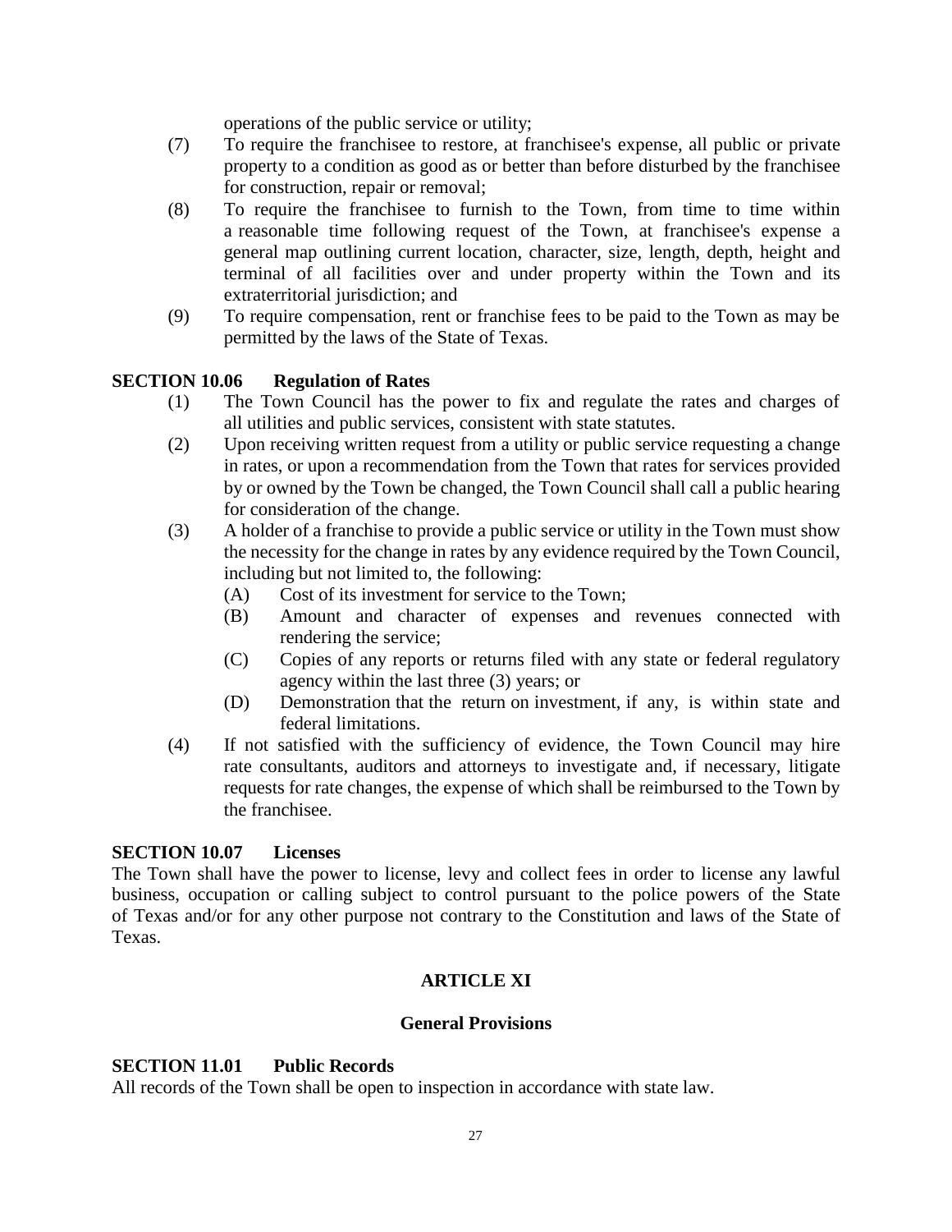operations of the public service or utility;

(7) To require the franchisee to restore, at franchisee's expense, all public or private property to a condition as good as or better than before disturbed by the franchisee for construction, repair or removal;

(8) To require the franchisee to furnish to the Town, from time to time within a reasonable time following request of the Town, at franchisee's expense a general map outlining current location, character, size, length, depth, height and terminal of all facilities over and under property within the Town and its extraterritorial jurisdiction; and

(9) To require compensation, rent or franchise fees to be paid to the Town as may be permitted by the laws of the State of Texas.

**SECTION 10.06 Regulation of Rates**

(1) The Town Council has the power to fix and regulate the rates and charges of all utilities and public services, consistent with state statutes.

(2) Upon receiving written request from a utility or public service requesting a change in rates, or upon a recommendation from the Town that rates for services provided by or owned by the Town be changed, the Town Council shall call a public hearing for consideration of the change.

(3) A holder of a franchise to provide a public service or utility in the Town must show the necessity for the change in rates by any evidence required by the Town Council, including but not limited to, the following:

   (A) Cost of its investment for service to the Town;

   (B) Amount and character of expenses and revenues connected with rendering the service;

   (C) Copies of any reports or returns filed with any state or federal regulatory agency within the last three (3) years; or

   (D) Demonstration that the return on investment, if any, is within state and federal limitations.

(4) If not satisfied with the sufficiency of evidence, the Town Council may hire rate consultants, auditors and attorneys to investigate and, if necessary, litigate requests for rate changes, the expense of which shall be reimbursed to the Town by the franchisee.

**SECTION 10.07 Licenses**

The Town shall have the power to license, levy and collect fees in order to license any lawful business, occupation or calling subject to control pursuant to the police powers of the State of Texas and/or for any other purpose not contrary to the Constitution and laws of the State of Texas.

## ARTICLE XI

### General Provisions

**SECTION 11.01 Public Records**

All records of the Town shall be open to inspection in accordance with state law.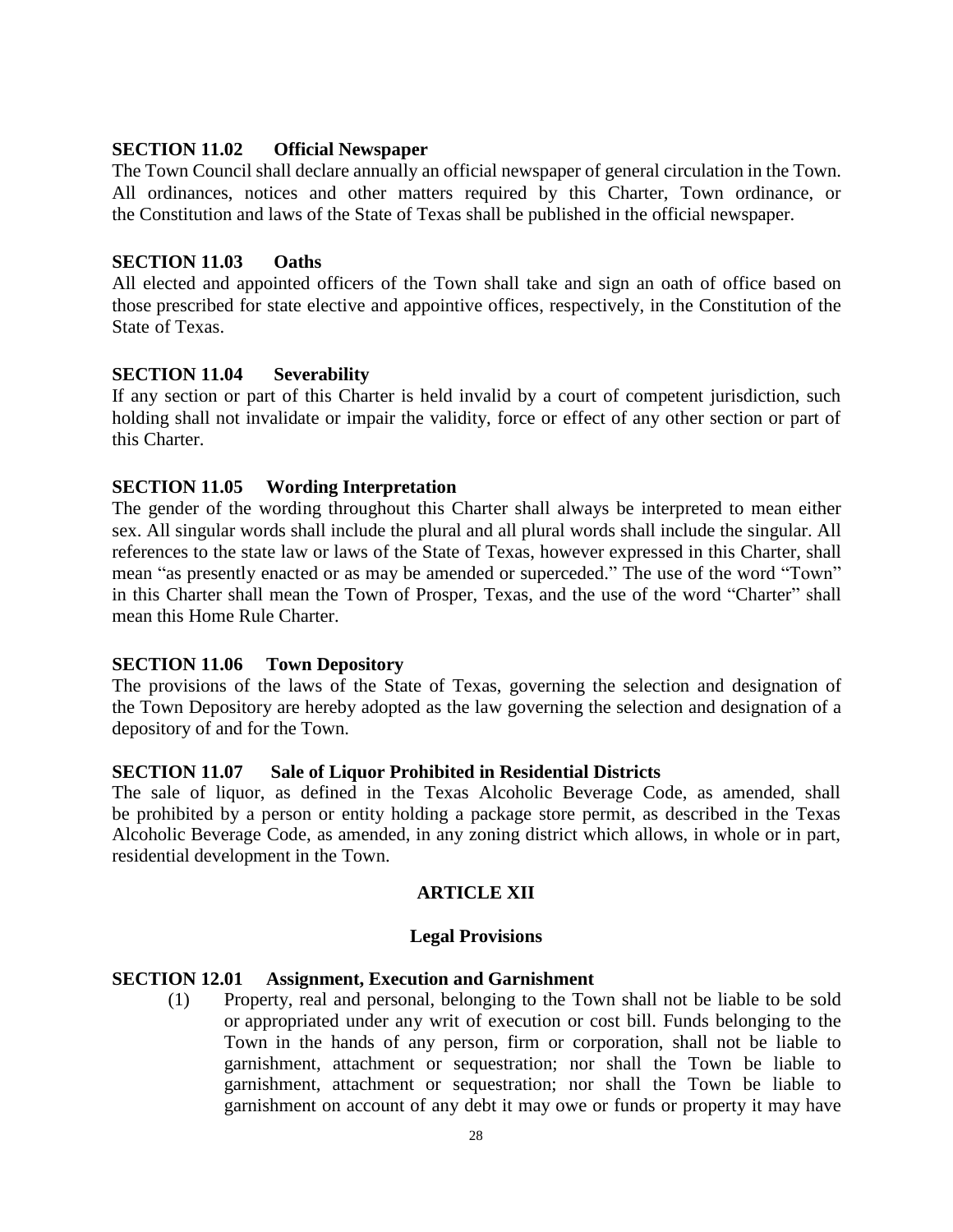**SECTION 11.02 Official Newspaper**

The Town Council shall declare annually an official newspaper of general circulation in the Town. All ordinances, notices and other matters required by this Charter, Town ordinance, or the Constitution and laws of the State of Texas shall be published in the official newspaper.

**SECTION 11.03 Oaths**

All elected and appointed officers of the Town shall take and sign an oath of office based on those prescribed for state elective and appointive offices, respectively, in the Constitution of the State of Texas.

**SECTION 11.04 Severability**

If any section or part of this Charter is held invalid by a court of competent jurisdiction, such holding shall not invalidate or impair the validity, force or effect of any other section or part of this Charter.

**SECTION 11.05 Wording Interpretation**

The gender of the wording throughout this Charter shall always be interpreted to mean either sex. All singular words shall include the plural and all plural words shall include the singular. All references to the state law or laws of the State of Texas, however expressed in this Charter, shall mean "as presently enacted or as may be amended or superceded." The use of the word "Town" in this Charter shall mean the Town of Prosper, Texas, and the use of the word "Charter" shall mean this Home Rule Charter.

**SECTION 11.06 Town Depository**

The provisions of the laws of the State of Texas, governing the selection and designation of the Town Depository are hereby adopted as the law governing the selection and designation of a depository of and for the Town.

**SECTION 11.07 Sale of Liquor Prohibited in Residential Districts**

The sale of liquor, as defined in the Texas Alcoholic Beverage Code, as amended, shall be prohibited by a person or entity holding a package store permit, as described in the Texas Alcoholic Beverage Code, as amended, in any zoning district which allows, in whole or in part, residential development in the Town.

## ARTICLE XII

## Legal Provisions

**SECTION 12.01 Assignment, Execution and Garnishment**

(1) Property, real and personal, belonging to the Town shall not be liable to be sold or appropriated under any writ of execution or cost bill. Funds belonging to the Town in the hands of any person, firm or corporation, shall not be liable to garnishment, attachment or sequestration; nor shall the Town be liable to garnishment, attachment or sequestration; nor shall the Town be liable to garnishment on account of any debt it may owe or funds or property it may have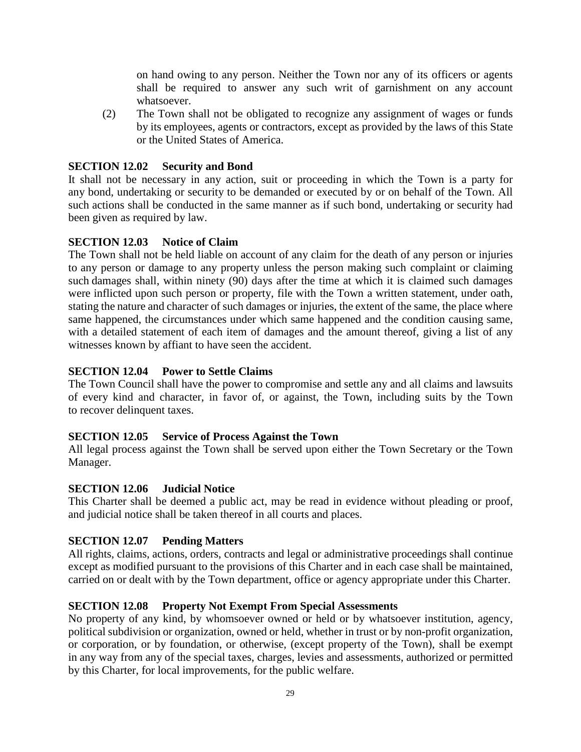on hand owing to any person. Neither the Town nor any of its officers or agents shall be required to answer any such writ of garnishment on any account whatsoever.

(2) The Town shall not be obligated to recognize any assignment of wages or funds by its employees, agents or contractors, except as provided by the laws of this State or the United States of America.

**SECTION 12.02 Security and Bond**

It shall not be necessary in any action, suit or proceeding in which the Town is a party for any bond, undertaking or security to be demanded or executed by or on behalf of the Town. All such actions shall be conducted in the same manner as if such bond, undertaking or security had been given as required by law.

**SECTION 12.03 Notice of Claim**

The Town shall not be held liable on account of any claim for the death of any person or injuries to any person or damage to any property unless the person making such complaint or claiming such damages shall, within ninety (90) days after the time at which it is claimed such damages were inflicted upon such person or property, file with the Town a written statement, under oath, stating the nature and character of such damages or injuries, the extent of the same, the place where same happened, the circumstances under which same happened and the condition causing same, with a detailed statement of each item of damages and the amount thereof, giving a list of any witnesses known by affiant to have seen the accident.

**SECTION 12.04 Power to Settle Claims**

The Town Council shall have the power to compromise and settle any and all claims and lawsuits of every kind and character, in favor of, or against, the Town, including suits by the Town to recover delinquent taxes.

**SECTION 12.05 Service of Process Against the Town**

All legal process against the Town shall be served upon either the Town Secretary or the Town Manager.

**SECTION 12.06 Judicial Notice**

This Charter shall be deemed a public act, may be read in evidence without pleading or proof, and judicial notice shall be taken thereof in all courts and places.

**SECTION 12.07 Pending Matters**

All rights, claims, actions, orders, contracts and legal or administrative proceedings shall continue except as modified pursuant to the provisions of this Charter and in each case shall be maintained, carried on or dealt with by the Town department, office or agency appropriate under this Charter.

**SECTION 12.08 Property Not Exempt From Special Assessments**

No property of any kind, by whomsoever owned or held or by whatsoever institution, agency, political subdivision or organization, owned or held, whether in trust or by non-profit organization, or corporation, or by foundation, or otherwise, (except property of the Town), shall be exempt in any way from any of the special taxes, charges, levies and assessments, authorized or permitted by this Charter, for local improvements, for the public welfare.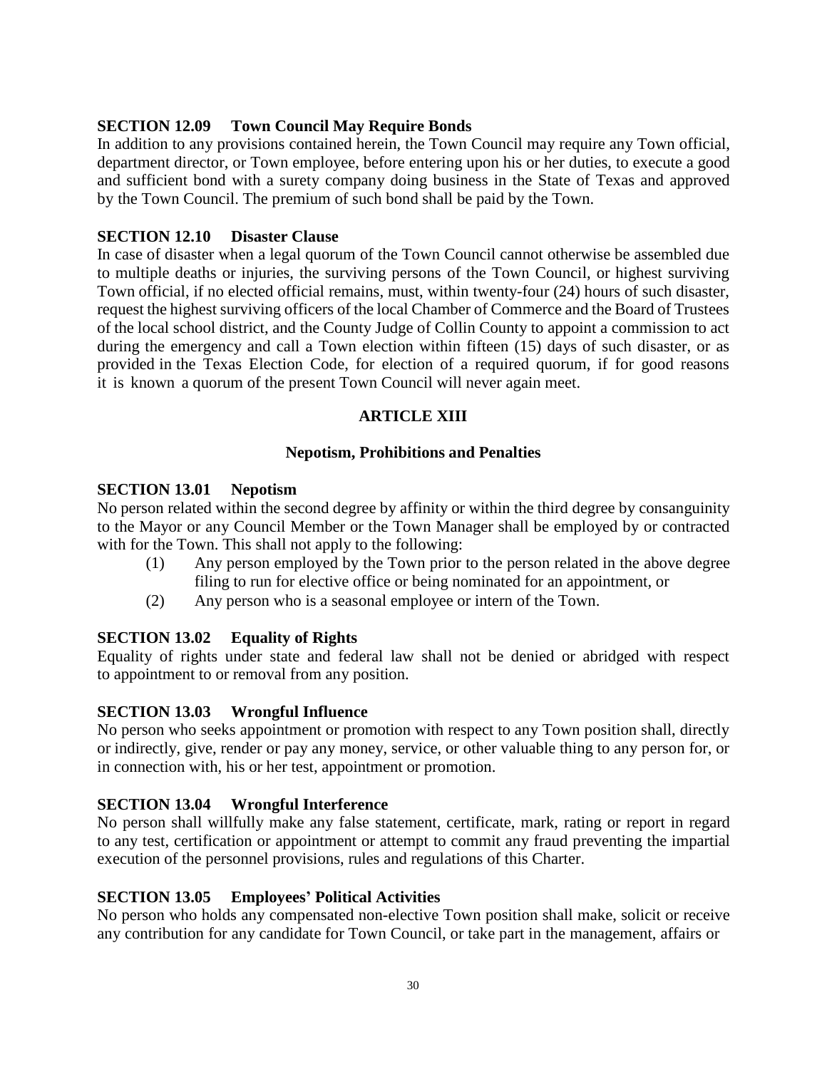**SECTION 12.09 Town Council May Require Bonds**

In addition to any provisions contained herein, the Town Council may require any Town official, department director, or Town employee, before entering upon his or her duties, to execute a good and sufficient bond with a surety company doing business in the State of Texas and approved by the Town Council. The premium of such bond shall be paid by the Town.

**SECTION 12.10 Disaster Clause**

In case of disaster when a legal quorum of the Town Council cannot otherwise be assembled due to multiple deaths or injuries, the surviving persons of the Town Council, or highest surviving Town official, if no elected official remains, must, within twenty-four (24) hours of such disaster, request the highest surviving officers of the local Chamber of Commerce and the Board of Trustees of the local school district, and the County Judge of Collin County to appoint a commission to act during the emergency and call a Town election within fifteen (15) days of such disaster, or as provided in the Texas Election Code, for election of a required quorum, if for good reasons it is known a quorum of the present Town Council will never again meet.

## ARTICLE XIII

### Nepotism, Prohibitions and Penalties

**SECTION 13.01 Nepotism**

No person related within the second degree by affinity or within the third degree by consanguinity to the Mayor or any Council Member or the Town Manager shall be employed by or contracted with for the Town. This shall not apply to the following:

(1) Any person employed by the Town prior to the person related in the above degree filing to run for elective office or being nominated for an appointment, or

(2) Any person who is a seasonal employee or intern of the Town.

**SECTION 13.02 Equality of Rights**

Equality of rights under state and federal law shall not be denied or abridged with respect to appointment to or removal from any position.

**SECTION 13.03 Wrongful Influence**

No person who seeks appointment or promotion with respect to any Town position shall, directly or indirectly, give, render or pay any money, service, or other valuable thing to any person for, or in connection with, his or her test, appointment or promotion.

**SECTION 13.04 Wrongful Interference**

No person shall willfully make any false statement, certificate, mark, rating or report in regard to any test, certification or appointment or attempt to commit any fraud preventing the impartial execution of the personnel provisions, rules and regulations of this Charter.

**SECTION 13.05 Employees' Political Activities**

No person who holds any compensated non-elective Town position shall make, solicit or receive any contribution for any candidate for Town Council, or take part in the management, affairs or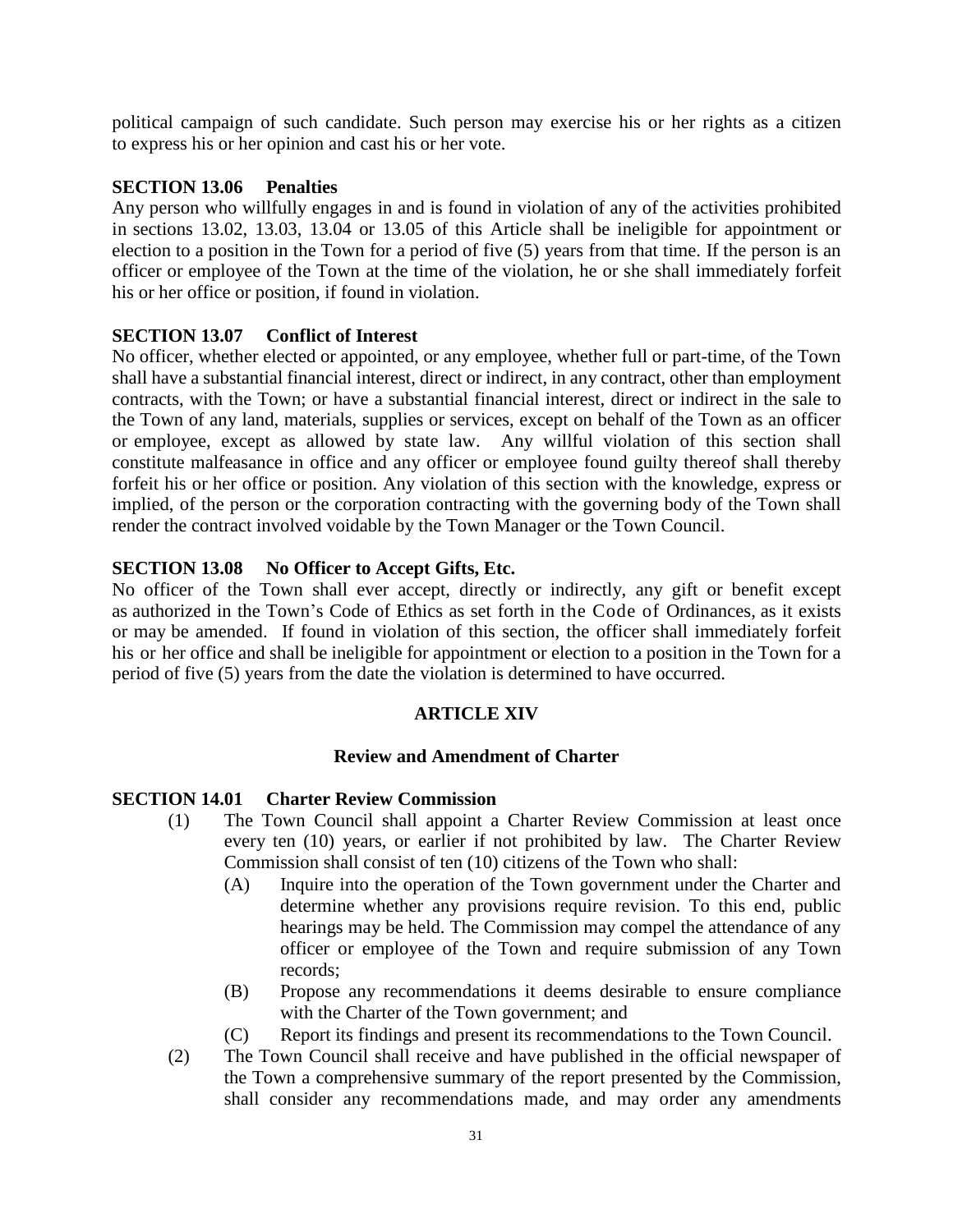political campaign of such candidate. Such person may exercise his or her rights as a citizen to express his or her opinion and cast his or her vote.

**SECTION 13.06 Penalties**

Any person who willfully engages in and is found in violation of any of the activities prohibited in sections 13.02, 13.03, 13.04 or 13.05 of this Article shall be ineligible for appointment or election to a position in the Town for a period of five (5) years from that time. If the person is an officer or employee of the Town at the time of the violation, he or she shall immediately forfeit his or her office or position, if found in violation.

**SECTION 13.07 Conflict of Interest**

No officer, whether elected or appointed, or any employee, whether full or part-time, of the Town shall have a substantial financial interest, direct or indirect, in any contract, other than employment contracts, with the Town; or have a substantial financial interest, direct or indirect in the sale to the Town of any land, materials, supplies or services, except on behalf of the Town as an officer or employee, except as allowed by state law. Any willful violation of this section shall constitute malfeasance in office and any officer or employee found guilty thereof shall thereby forfeit his or her office or position. Any violation of this section with the knowledge, express or implied, of the person or the corporation contracting with the governing body of the Town shall render the contract involved voidable by the Town Manager or the Town Council.

**SECTION 13.08 No Officer to Accept Gifts, Etc.**

No officer of the Town shall ever accept, directly or indirectly, any gift or benefit except as authorized in the Town's Code of Ethics as set forth in the Code of Ordinances, as it exists or may be amended. If found in violation of this section, the officer shall immediately forfeit his or her office and shall be ineligible for appointment or election to a position in the Town for a period of five (5) years from the date the violation is determined to have occurred.

## ARTICLE XIV

### Review and Amendment of Charter

**SECTION 14.01 Charter Review Commission**

(1) The Town Council shall appoint a Charter Review Commission at least once every ten (10) years, or earlier if not prohibited by law. The Charter Review Commission shall consist of ten (10) citizens of the Town who shall:

   (A) Inquire into the operation of the Town government under the Charter and determine whether any provisions require revision. To this end, public hearings may be held. The Commission may compel the attendance of any officer or employee of the Town and require submission of any Town records;

   (B) Propose any recommendations it deems desirable to ensure compliance with the Charter of the Town government; and

   (C) Report its findings and present its recommendations to the Town Council.

(2) The Town Council shall receive and have published in the official newspaper of the Town a comprehensive summary of the report presented by the Commission, shall consider any recommendations made, and may order any amendments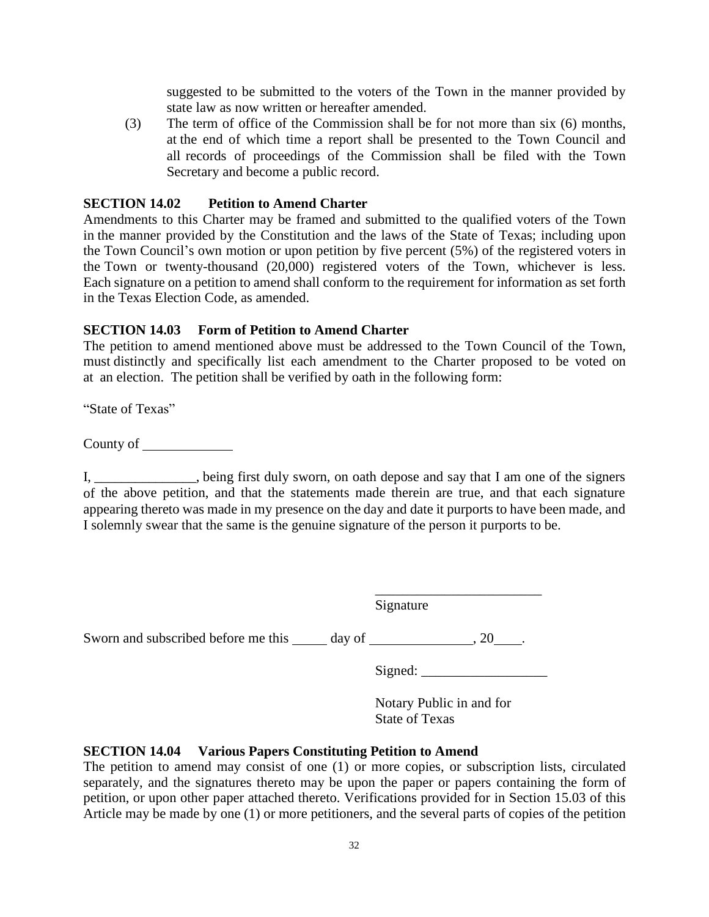suggested to be submitted to the voters of the Town in the manner provided by state law as now written or hereafter amended.

(3) The term of office of the Commission shall be for not more than six (6) months, at the end of which time a report shall be presented to the Town Council and all records of proceedings of the Commission shall be filed with the Town Secretary and become a public record.

**SECTION 14.02 Petition to Amend Charter**

Amendments to this Charter may be framed and submitted to the qualified voters of the Town in the manner provided by the Constitution and the laws of the State of Texas; including upon the Town Council's own motion or upon petition by five percent (5%) of the registered voters in the Town or twenty-thousand (20,000) registered voters of the Town, whichever is less. Each signature on a petition to amend shall conform to the requirement for information as set forth in the Texas Election Code, as amended.

**SECTION 14.03 Form of Petition to Amend Charter**

The petition to amend mentioned above must be addressed to the Town Council of the Town, must distinctly and specifically list each amendment to the Charter proposed to be voted on at an election. The petition shall be verified by oath in the following form:

"State of Texas"

County of ____________

I, _______________, being first duly sworn, on oath depose and say that I am one of the signers of the above petition, and that the statements made therein are true, and that each signature appearing thereto was made in my presence on the day and date it purports to have been made, and I solemnly swear that the same is the genuine signature of the person it purports to be.

________________________
Signature

Sworn and subscribed before me this _____ day of _______________, 20____.

Signed: __________________

Notary Public in and for
State of Texas

**SECTION 14.04 Various Papers Constituting Petition to Amend**

The petition to amend may consist of one (1) or more copies, or subscription lists, circulated separately, and the signatures thereto may be upon the paper or papers containing the form of petition, or upon other paper attached thereto. Verifications provided for in Section 15.03 of this Article may be made by one (1) or more petitioners, and the several parts of copies of the petition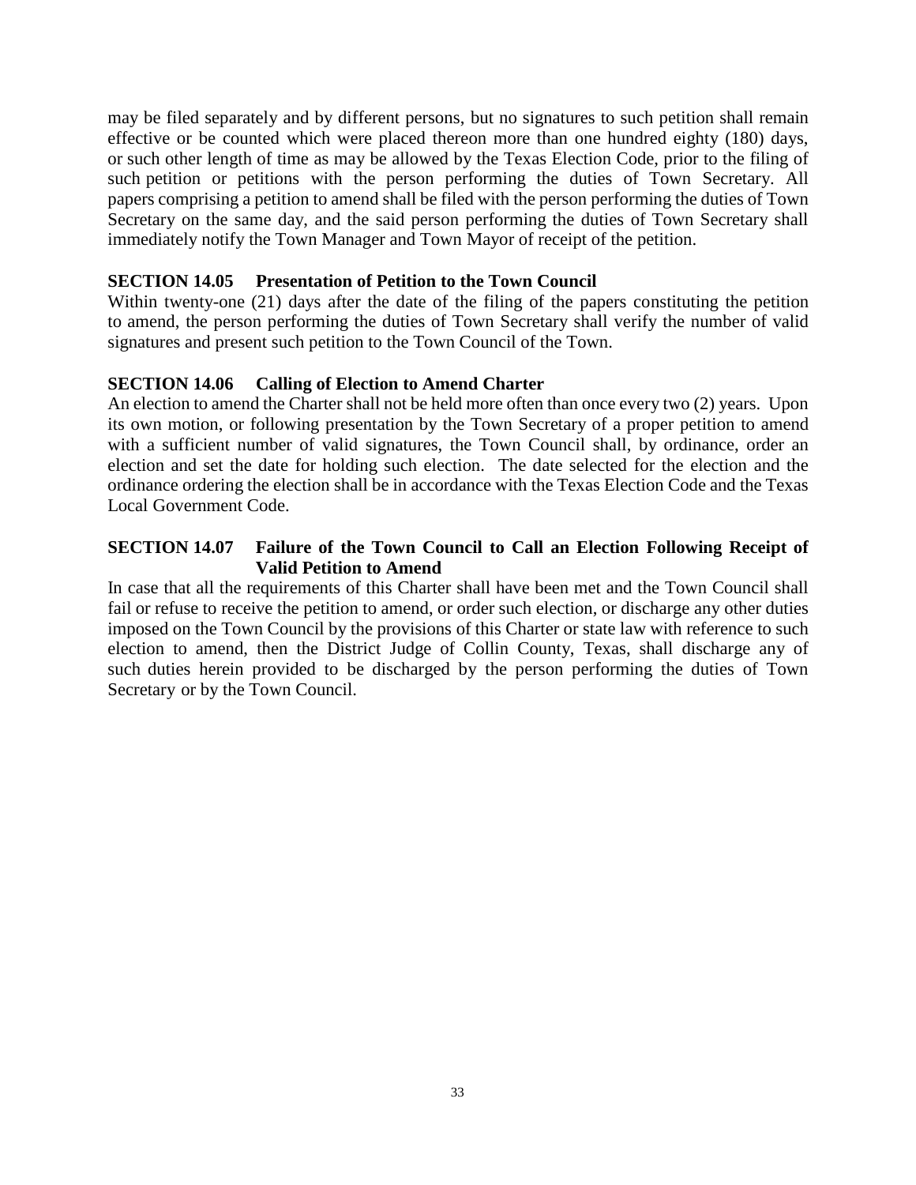may be filed separately and by different persons, but no signatures to such petition shall remain effective or be counted which were placed thereon more than one hundred eighty (180) days, or such other length of time as may be allowed by the Texas Election Code, prior to the filing of such petition or petitions with the person performing the duties of Town Secretary. All papers comprising a petition to amend shall be filed with the person performing the duties of Town Secretary on the same day, and the said person performing the duties of Town Secretary shall immediately notify the Town Manager and Town Mayor of receipt of the petition.

**SECTION 14.05 Presentation of Petition to the Town Council**

Within twenty-one (21) days after the date of the filing of the papers constituting the petition to amend, the person performing the duties of Town Secretary shall verify the number of valid signatures and present such petition to the Town Council of the Town.

**SECTION 14.06 Calling of Election to Amend Charter**

An election to amend the Charter shall not be held more often than once every two (2) years. Upon its own motion, or following presentation by the Town Secretary of a proper petition to amend with a sufficient number of valid signatures, the Town Council shall, by ordinance, order an election and set the date for holding such election. The date selected for the election and the ordinance ordering the election shall be in accordance with the Texas Election Code and the Texas Local Government Code.

**SECTION 14.07 Failure of the Town Council to Call an Election Following Receipt of Valid Petition to Amend**

In case that all the requirements of this Charter shall have been met and the Town Council shall fail or refuse to receive the petition to amend, or order such election, or discharge any other duties imposed on the Town Council by the provisions of this Charter or state law with reference to such election to amend, then the District Judge of Collin County, Texas, shall discharge any of such duties herein provided to be discharged by the person performing the duties of Town Secretary or by the Town Council.